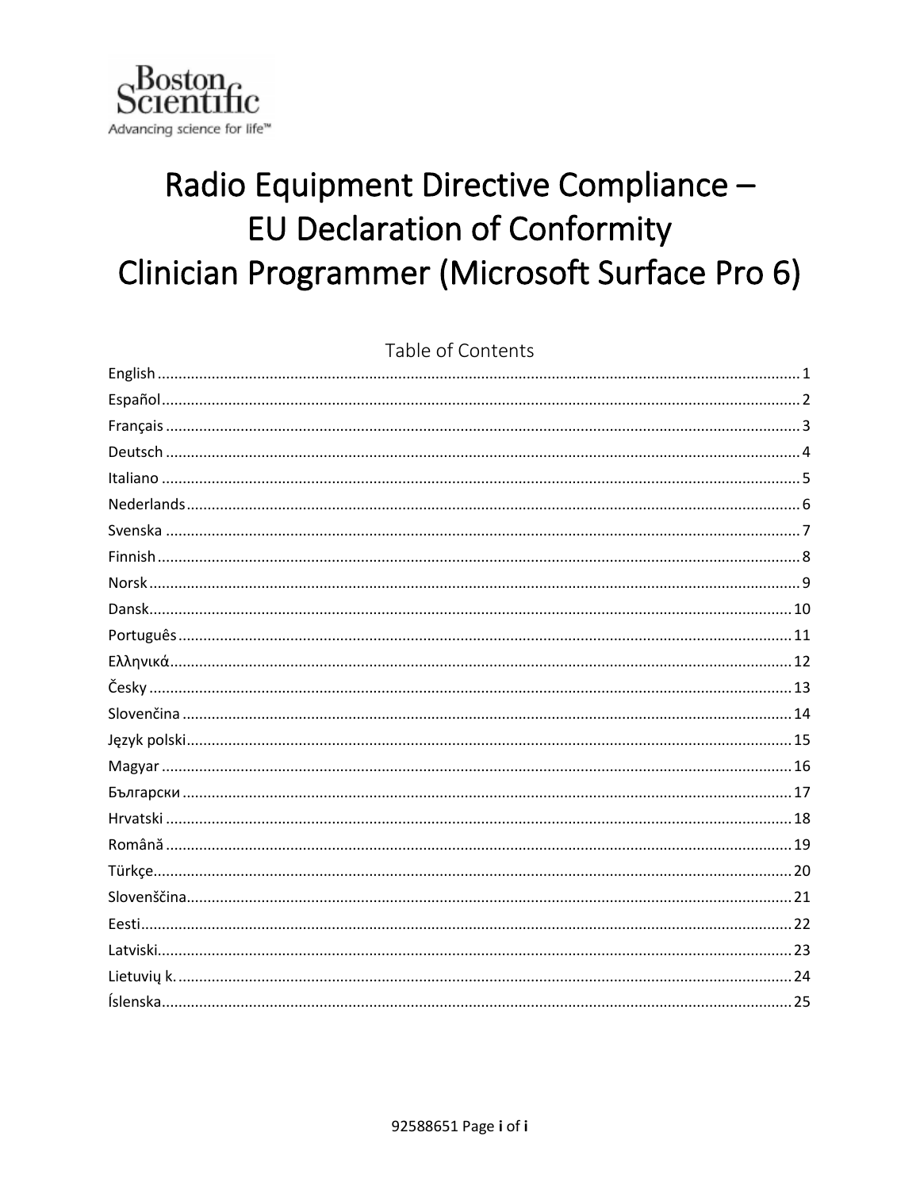Boston Scientific
Advancing science for life™

# Radio Equipment Directive Compliance – EU Declaration of Conformity Clinician Programmer (Microsoft Surface Pro 6)

## Table of Contents

English ........ 1
Español ........ 2
Français ........ 3
Deutsch ........ 4
Italiano ........ 5
Nederlands ........ 6
Svenska ........ 7
Finnish ........ 8
Norsk ........ 9
Dansk ........ 10
Português ........ 11
Ελληνικά ........ 12
Česky ........ 13
Slovenčina ........ 14
Język polski ........ 15
Magyar ........ 16
Български ........ 17
Hrvatski ........ 18
Română ........ 19
Türkçe ........ 20
Slovenščina ........ 21
Eesti ........ 22
Latviski ........ 23
Lietuvių k. ........ 24
Íslenska ........ 25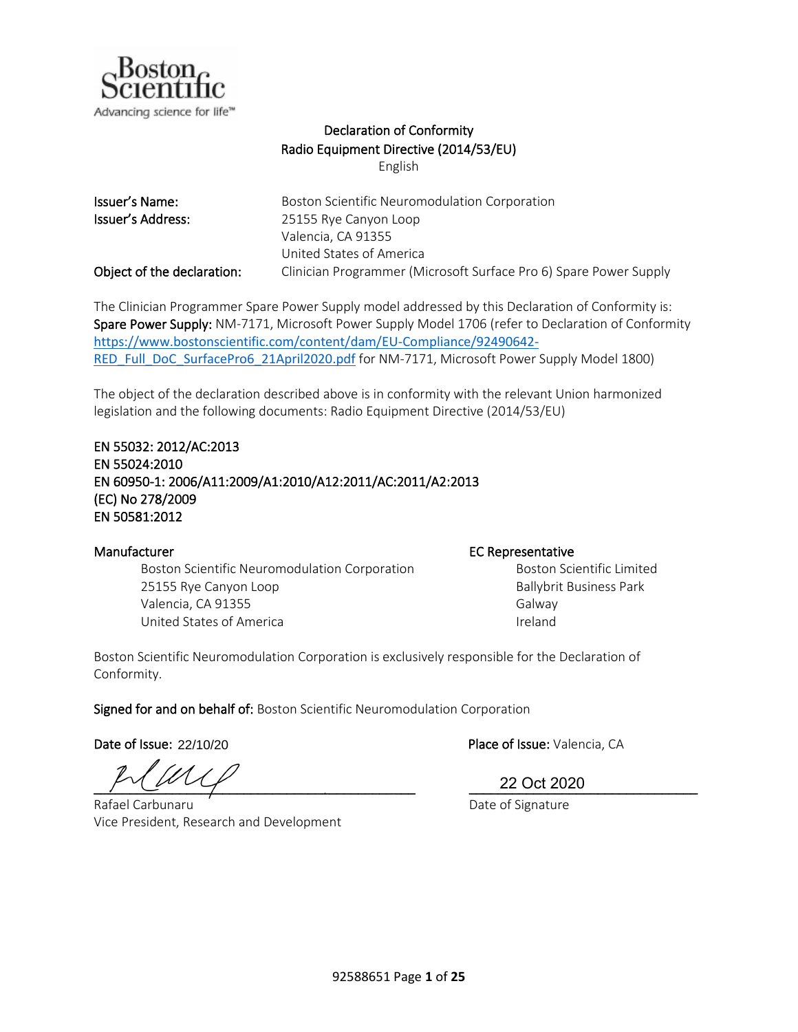Boston Scientific

Advancing science for life™

# Declaration of Conformity
## Radio Equipment Directive (2014/53/EU)
English

| | |
|---|---|
| **Issuer's Name:** | Boston Scientific Neuromodulation Corporation |
| **Issuer's Address:** | 25155 Rye Canyon Loop<br>Valencia, CA 91355<br>United States of America |
| **Object of the declaration:** | Clinician Programmer (Microsoft Surface Pro 6) Spare Power Supply |

The Clinician Programmer Spare Power Supply model addressed by this Declaration of Conformity is:
**Spare Power Supply:** NM-7171, Microsoft Power Supply Model 1706 (refer to Declaration of Conformity https://www.bostonscientific.com/content/dam/EU-Compliance/92490642-RED_Full_DoC_SurfacePro6_21April2020.pdf for NM-7171, Microsoft Power Supply Model 1800)

The object of the declaration described above is in conformity with the relevant Union harmonized legislation and the following documents: Radio Equipment Directive (2014/53/EU)

EN 55032: 2012/AC:2013
EN 55024:2010
EN 60950-1: 2006/A11:2009/A1:2010/A12:2011/AC:2011/A2:2013
(EC) No 278/2009
EN 50581:2012

**Manufacturer**
Boston Scientific Neuromodulation Corporation
25155 Rye Canyon Loop
Valencia, CA 91355
United States of America

**EC Representative**
Boston Scientific Limited
Ballybrit Business Park
Galway
Ireland

Boston Scientific Neuromodulation Corporation is exclusively responsible for the Declaration of Conformity.

**Signed for and on behalf of:** Boston Scientific Neuromodulation Corporation

**Date of Issue:** 22/10/20

**Place of Issue:** Valencia, CA

Rafael Carbunaru
Vice President, Research and Development

22 Oct 2020
Date of Signature

92588651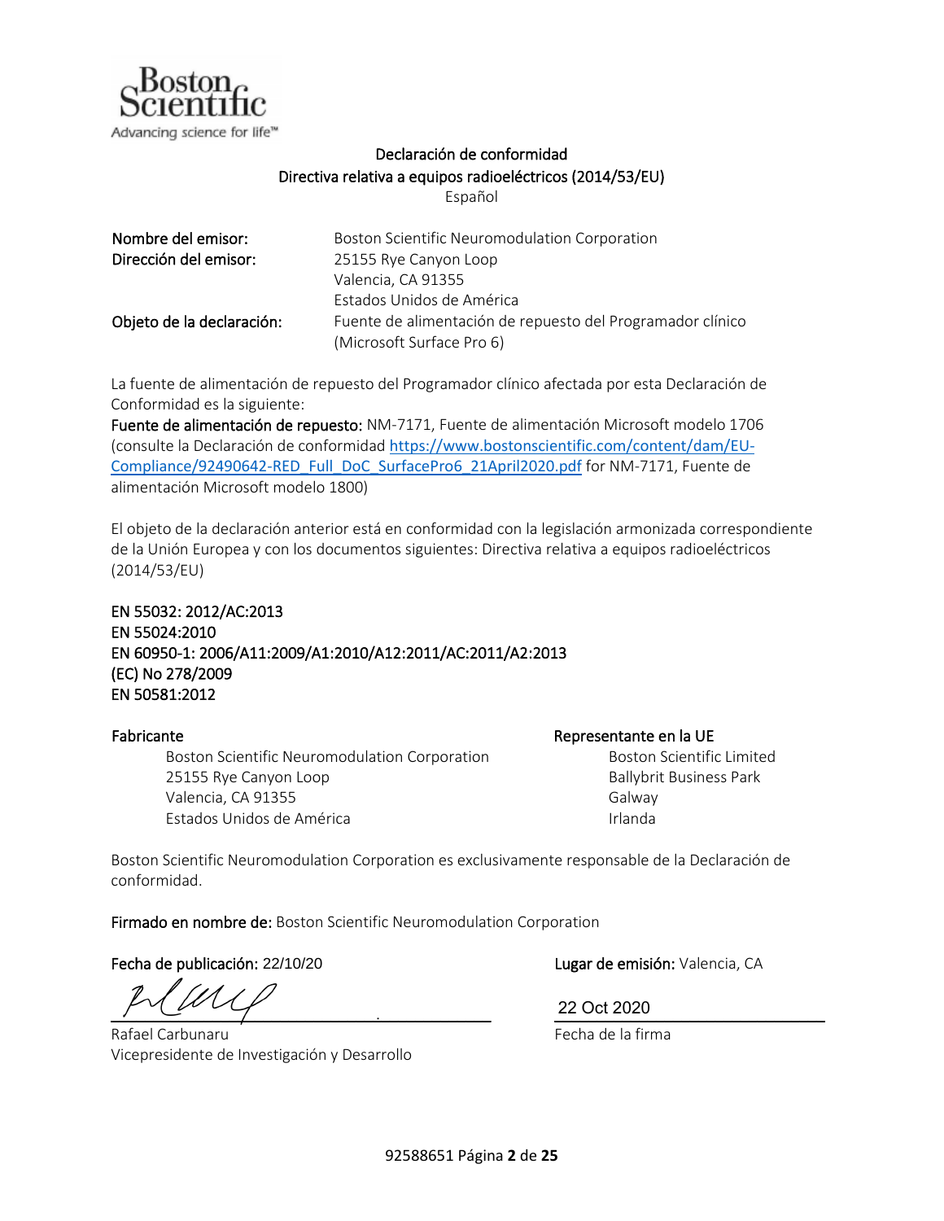Boston Scientific
Advancing science for life™

# Declaración de conformidad
## Directiva relativa a equipos radioeléctricos (2014/53/EU)
Español

**Nombre del emisor:** Boston Scientific Neuromodulation Corporation
**Dirección del emisor:** 25155 Rye Canyon Loop
Valencia, CA 91355
Estados Unidos de América
**Objeto de la declaración:** Fuente de alimentación de repuesto del Programador clínico (Microsoft Surface Pro 6)

La fuente de alimentación de repuesto del Programador clínico afectada por esta Declaración de Conformidad es la siguiente:
**Fuente de alimentación de repuesto:** NM-7171, Fuente de alimentación Microsoft modelo 1706 (consulte la Declaración de conformidad https://www.bostonscientific.com/content/dam/EU-Compliance/92490642-RED_Full_DoC_SurfacePro6_21April2020.pdf for NM-7171, Fuente de alimentación Microsoft modelo 1800)

El objeto de la declaración anterior está en conformidad con la legislación armonizada correspondiente de la Unión Europea y con los documentos siguientes: Directiva relativa a equipos radioeléctricos (2014/53/EU)

**EN 55032: 2012/AC:2013**
**EN 55024:2010**
**EN 60950-1: 2006/A11:2009/A1:2010/A12:2011/AC:2011/A2:2013**
**(EC) No 278/2009**
**EN 50581:2012**

**Fabricante**
Boston Scientific Neuromodulation Corporation
25155 Rye Canyon Loop
Valencia, CA 91355
Estados Unidos de América

**Representante en la UE**
Boston Scientific Limited
Ballybrit Business Park
Galway
Irlanda

Boston Scientific Neuromodulation Corporation es exclusivamente responsable de la Declaración de conformidad.

**Firmado en nombre de:** Boston Scientific Neuromodulation Corporation

**Fecha de publicación:** 22/10/20

**Lugar de emisión:** Valencia, CA

Rafael Carbunaru
Vicepresidente de Investigación y Desarrollo

22 Oct 2020
Fecha de la firma

92588651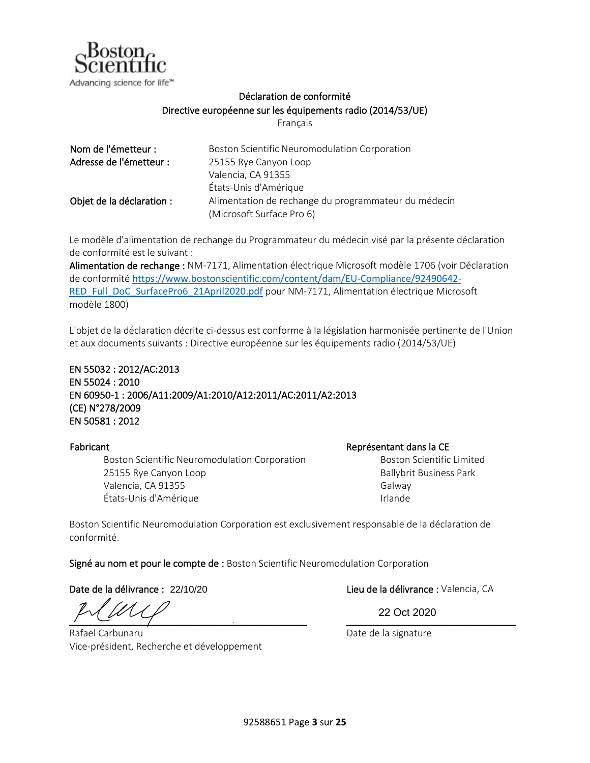Boston Scientific
Advancing science for life™

# Déclaration de conformité
## Directive européenne sur les équipements radio (2014/53/UE)
Français

**Nom de l'émetteur :** Boston Scientific Neuromodulation Corporation
**Adresse de l'émetteur :** 25155 Rye Canyon Loop
Valencia, CA 91355
États-Unis d'Amérique
**Objet de la déclaration :** Alimentation de rechange du programmateur du médecin (Microsoft Surface Pro 6)

Le modèle d'alimentation de rechange du Programmateur du médecin visé par la présente déclaration de conformité est le suivant :
**Alimentation de rechange :** NM-7171, Alimentation électrique Microsoft modèle 1706 (voir Déclaration de conformité https://www.bostonscientific.com/content/dam/EU-Compliance/92490642-RED_Full_DoC_SurfacePro6_21April2020.pdf pour NM-7171, Alimentation électrique Microsoft modèle 1800)

L'objet de la déclaration décrite ci-dessus est conforme à la législation harmonisée pertinente de l'Union et aux documents suivants : Directive européenne sur les équipements radio (2014/53/UE)

EN 55032 : 2012/AC:2013
EN 55024 : 2010
EN 60950-1 : 2006/A11:2009/A1:2010/A12:2011/AC:2011/A2:2013
(CE) N°278/2009
EN 50581 : 2012

**Fabricant**
Boston Scientific Neuromodulation Corporation
25155 Rye Canyon Loop
Valencia, CA 91355
États-Unis d'Amérique

**Représentant dans la CE**
Boston Scientific Limited
Ballybrit Business Park
Galway
Irlande

Boston Scientific Neuromodulation Corporation est exclusivement responsable de la déclaration de conformité.

**Signé au nom et pour le compte de :** Boston Scientific Neuromodulation Corporation

**Date de la délivrance :** 22/10/20

**Lieu de la délivrance :** Valencia, CA

Rafael Carbunaru
Vice-président, Recherche et développement

22 Oct 2020
Date de la signature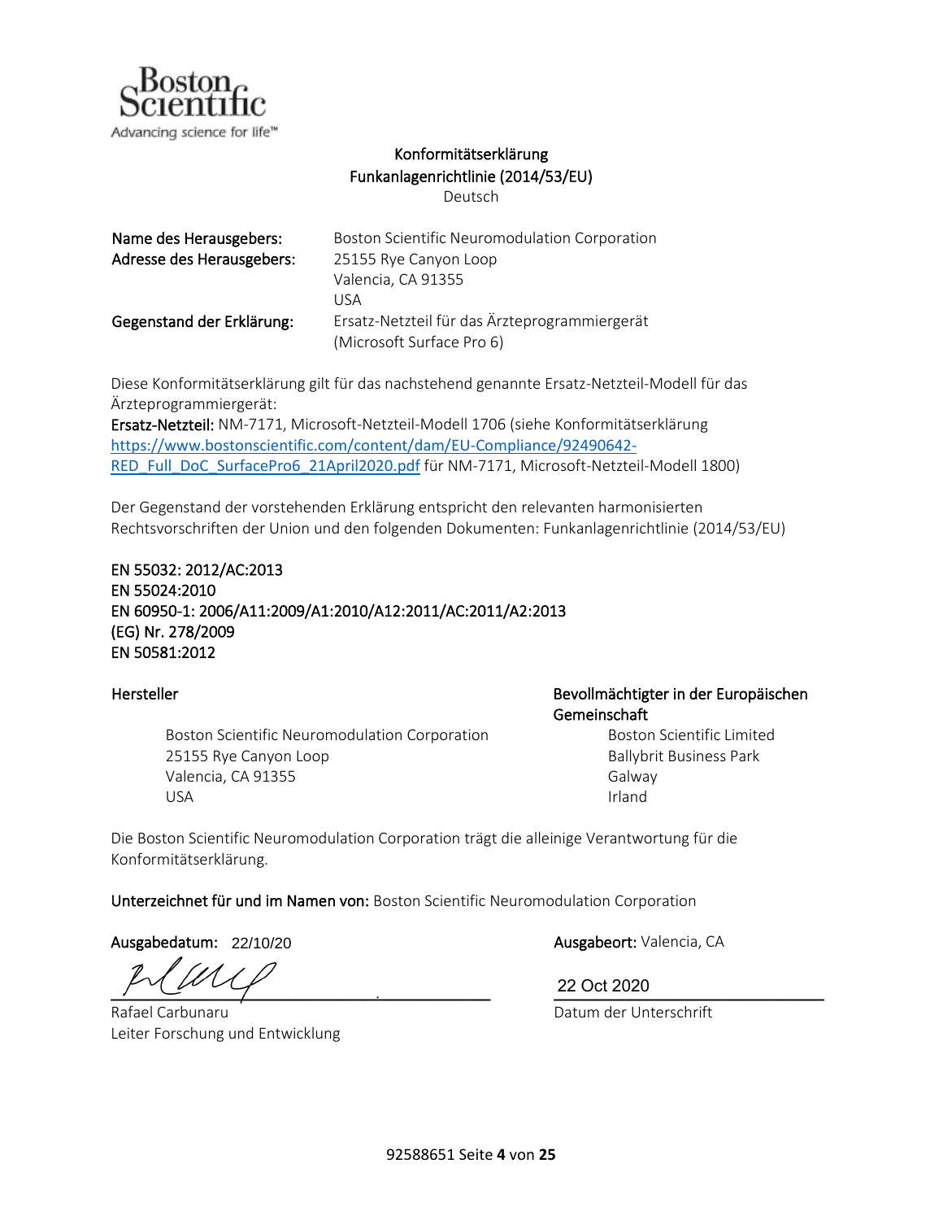Boston Scientific
Advancing science for life™

# Konformitätserklärung
## Funkanlagenrichtlinie (2014/53/EU)
Deutsch

**Name des Herausgebers:** Boston Scientific Neuromodulation Corporation
**Adresse des Herausgebers:** 25155 Rye Canyon Loop
Valencia, CA 91355
USA
**Gegenstand der Erklärung:** Ersatz-Netzteil für das Ärzteprogrammiergerät (Microsoft Surface Pro 6)

Diese Konformitätserklärung gilt für das nachstehend genannte Ersatz-Netzteil-Modell für das Ärzteprogrammiergerät:
**Ersatz-Netzteil:** NM-7171, Microsoft-Netzteil-Modell 1706 (siehe Konformitätserklärung https://www.bostonscientific.com/content/dam/EU-Compliance/92490642-RED_Full_DoC_SurfacePro6_21April2020.pdf für NM-7171, Microsoft-Netzteil-Modell 1800)

Der Gegenstand der vorstehenden Erklärung entspricht den relevanten harmonisierten Rechtsvorschriften der Union und den folgenden Dokumenten: Funkanlagenrichtlinie (2014/53/EU)

EN 55032: 2012/AC:2013
EN 55024:2010
EN 60950-1: 2006/A11:2009/A1:2010/A12:2011/AC:2011/A2:2013
(EG) Nr. 278/2009
EN 50581:2012

**Hersteller**

Boston Scientific Neuromodulation Corporation
25155 Rye Canyon Loop
Valencia, CA 91355
USA

**Bevollmächtigter in der Europäischen Gemeinschaft**

Boston Scientific Limited
Ballybrit Business Park
Galway
Irland

Die Boston Scientific Neuromodulation Corporation trägt die alleinige Verantwortung für die Konformitätserklärung.

**Unterzeichnet für und im Namen von:** Boston Scientific Neuromodulation Corporation

**Ausgabedatum:** 22/10/20

**Ausgabeort:** Valencia, CA

Rafael Carbunaru
Leiter Forschung und Entwicklung

22 Oct 2020
Datum der Unterschrift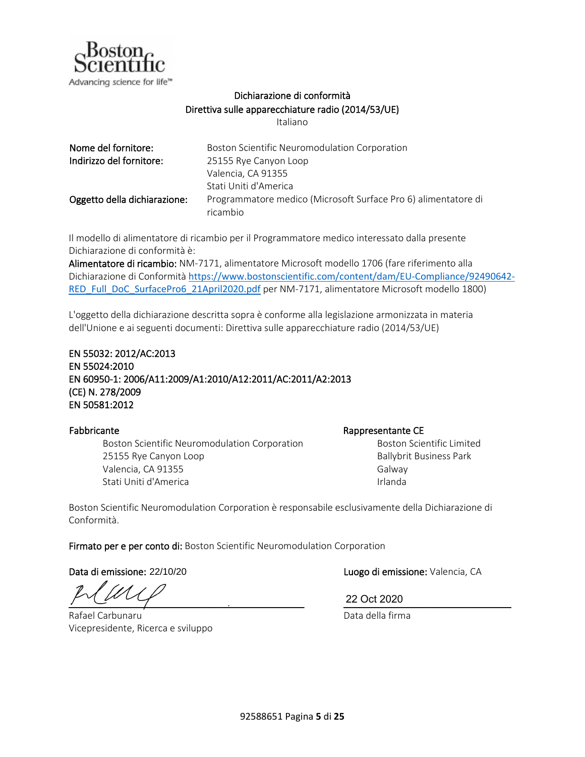Boston Scientific
Advancing science for life™

# Dichiarazione di conformità
## Direttiva sulle apparecchiature radio (2014/53/UE)
Italiano

**Nome del fornitore:** Boston Scientific Neuromodulation Corporation

**Indirizzo del fornitore:** 25155 Rye Canyon Loop
Valencia, CA 91355
Stati Uniti d'America

**Oggetto della dichiarazione:** Programmatore medico (Microsoft Surface Pro 6) alimentatore di ricambio

Il modello di alimentatore di ricambio per il Programmatore medico interessato dalla presente Dichiarazione di conformità è:

**Alimentatore di ricambio:** NM-7171, alimentatore Microsoft modello 1706 (fare riferimento alla Dichiarazione di Conformità https://www.bostonscientific.com/content/dam/EU-Compliance/92490642-RED_Full_DoC_SurfacePro6_21April2020.pdf per NM-7171, alimentatore Microsoft modello 1800)

L'oggetto della dichiarazione descritta sopra è conforme alla legislazione armonizzata in materia dell'Unione e ai seguenti documenti: Direttiva sulle apparecchiature radio (2014/53/UE)

**EN 55032: 2012/AC:2013**
**EN 55024:2010**
**EN 60950-1: 2006/A11:2009/A1:2010/A12:2011/AC:2011/A2:2013**
**(CE) N. 278/2009**
**EN 50581:2012**

**Fabbricante**
Boston Scientific Neuromodulation Corporation
25155 Rye Canyon Loop
Valencia, CA 91355
Stati Uniti d'America

**Rappresentante CE**
Boston Scientific Limited
Ballybrit Business Park
Galway
Irlanda

Boston Scientific Neuromodulation Corporation è responsabile esclusivamente della Dichiarazione di Conformità.

**Firmato per e per conto di:** Boston Scientific Neuromodulation Corporation

**Data di emissione:** 22/10/20

**Luogo di emissione:** Valencia, CA

Rafael Carbunaru
Vicepresidente, Ricerca e sviluppo

22 Oct 2020
Data della firma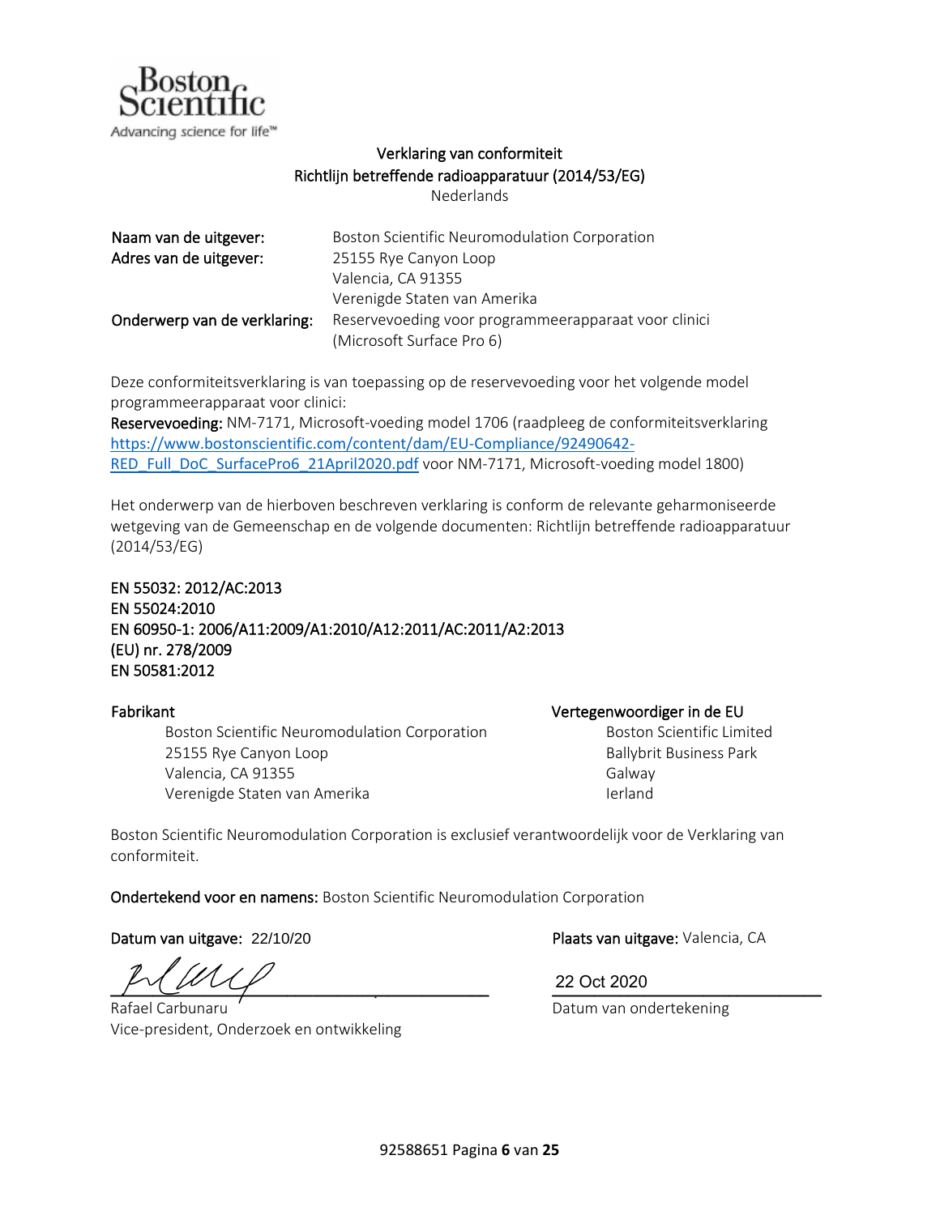Boston Scientific
Advancing science for life™

## Verklaring van conformiteit
## Richtlijn betreffende radioapparatuur (2014/53/EG)
Nederlands

| | |
|---|---|
| **Naam van de uitgever:** | Boston Scientific Neuromodulation Corporation |
| **Adres van de uitgever:** | 25155 Rye Canyon Loop<br>Valencia, CA 91355<br>Verenigde Staten van Amerika |
| **Onderwerp van de verklaring:** | Reservevoeding voor programmeerapparaat voor clinici (Microsoft Surface Pro 6) |

Deze conformiteitsverklaring is van toepassing op de reservevoeding voor het volgende model programmeerapparaat voor clinici:
**Reservevoeding:** NM-7171, Microsoft-voeding model 1706 (raadpleeg de conformiteitsverklaring https://www.bostonscientific.com/content/dam/EU-Compliance/92490642-RED_Full_DoC_SurfacePro6_21April2020.pdf voor NM-7171, Microsoft-voeding model 1800)

Het onderwerp van de hierboven beschreven verklaring is conform de relevante geharmoniseerde wetgeving van de Gemeenschap en de volgende documenten: Richtlijn betreffende radioapparatuur (2014/53/EG)

EN 55032: 2012/AC:2013
EN 55024:2010
EN 60950-1: 2006/A11:2009/A1:2010/A12:2011/AC:2011/A2:2013
(EU) nr. 278/2009
EN 50581:2012

**Fabrikant**
Boston Scientific Neuromodulation Corporation
25155 Rye Canyon Loop
Valencia, CA 91355
Verenigde Staten van Amerika

**Vertegenwoordiger in de EU**
Boston Scientific Limited
Ballybrit Business Park
Galway
Ierland

Boston Scientific Neuromodulation Corporation is exclusief verantwoordelijk voor de Verklaring van conformiteit.

**Ondertekend voor en namens:** Boston Scientific Neuromodulation Corporation

**Datum van uitgave:** 22/10/20

**Plaats van uitgave:** Valencia, CA

Rafael Carbunaru
Vice-president, Onderzoek en ontwikkeling

22 Oct 2020
Datum van ondertekening

92588651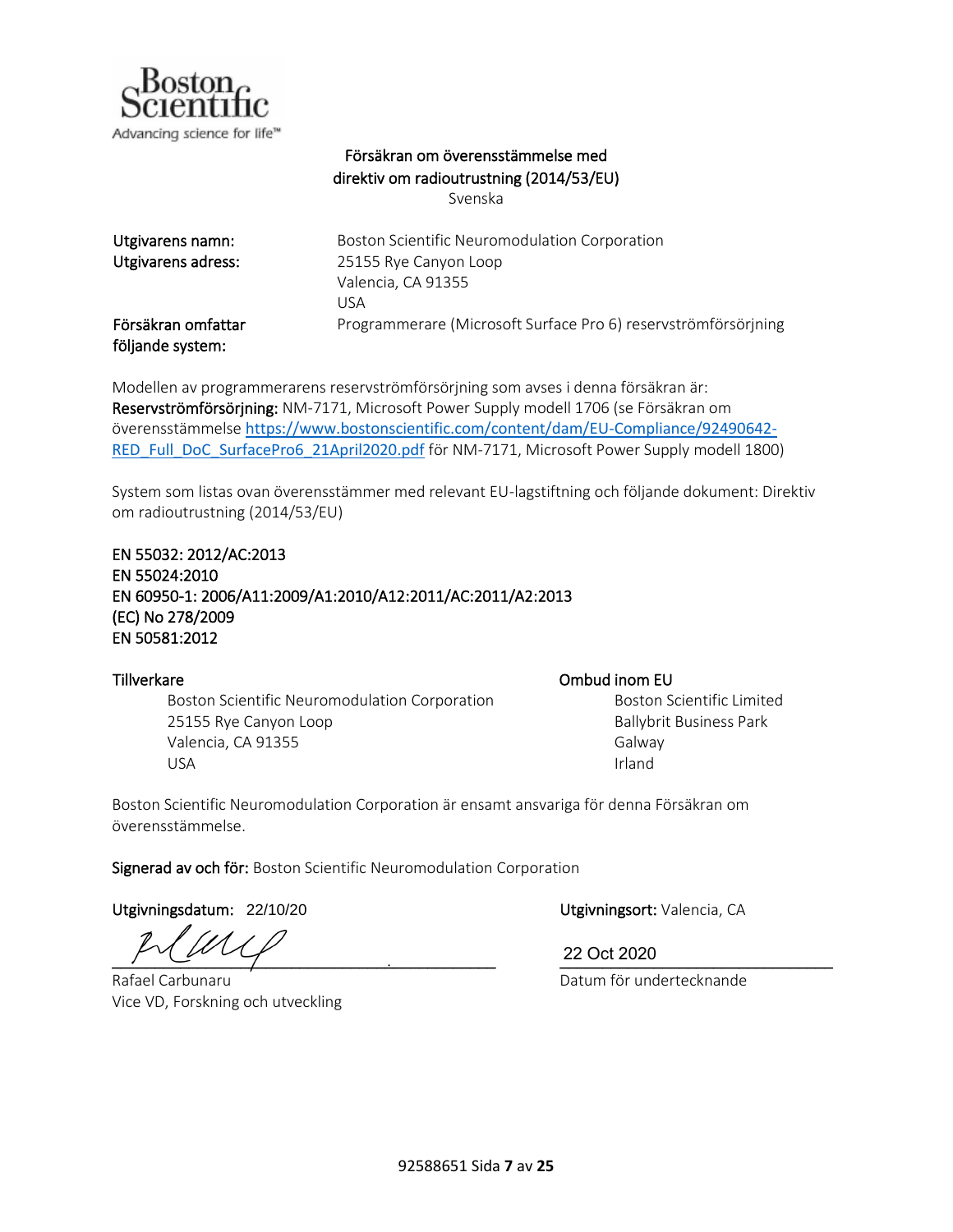Boston Scientific
Advancing science for life™

# Försäkran om överensstämmelse med direktiv om radioutrustning (2014/53/EU)

Svenska

**Utgivarens namn:** Boston Scientific Neuromodulation Corporation

**Utgivarens adress:** 25155 Rye Canyon Loop
Valencia, CA 91355
USA

**Försäkran omfattar följande system:** Programmerare (Microsoft Surface Pro 6) reservströmförsörjning

Modellen av programmerarens reservströmförsörjning som avses i denna försäkran är:
**Reservströmförsörjning:** NM-7171, Microsoft Power Supply modell 1706 (se Försäkran om överensstämmelse https://www.bostonscientific.com/content/dam/EU-Compliance/92490642-RED_Full_DoC_SurfacePro6_21April2020.pdf för NM-7171, Microsoft Power Supply modell 1800)

System som listas ovan överensstämmer med relevant EU-lagstiftning och följande dokument: Direktiv om radioutrustning (2014/53/EU)

EN 55032: 2012/AC:2013
EN 55024:2010
EN 60950-1: 2006/A11:2009/A1:2010/A12:2011/AC:2011/A2:2013
(EC) No 278/2009
EN 50581:2012

**Tillverkare**
Boston Scientific Neuromodulation Corporation
25155 Rye Canyon Loop
Valencia, CA 91355
USA

**Ombud inom EU**
Boston Scientific Limited
Ballybrit Business Park
Galway
Irland

Boston Scientific Neuromodulation Corporation är ensamt ansvariga för denna Försäkran om överensstämmelse.

**Signerad av och för:** Boston Scientific Neuromodulation Corporation

**Utgivningsdatum:** 22/10/20

**Utgivningsort:** Valencia, CA

Rafael Carbunaru
Vice VD, Forskning och utveckling

22 Oct 2020
Datum för undertecknande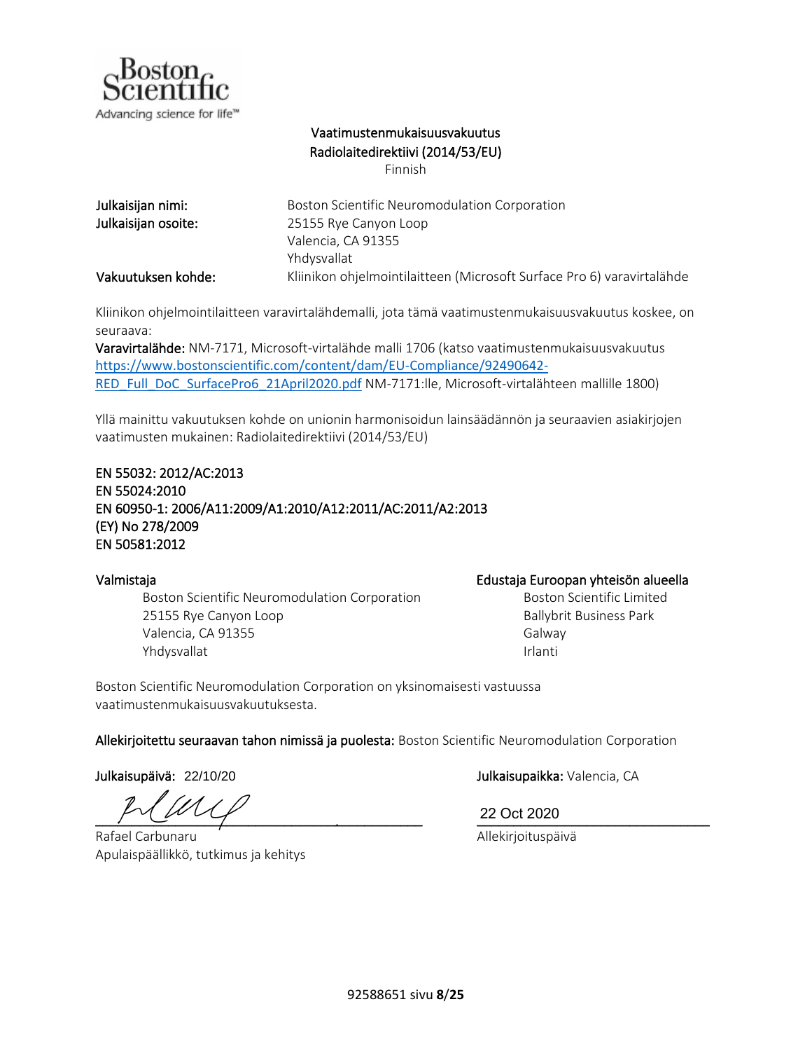Boston Scientific
Advancing science for life™

# Vaatimustenmukaisuusvakuutus
## Radiolaitedirektiivi (2014/53/EU)
Finnish

**Julkaisijan nimi:** Boston Scientific Neuromodulation Corporation
**Julkaisijan osoite:** 25155 Rye Canyon Loop
Valencia, CA 91355
Yhdysvallat
**Vakuutuksen kohde:** Kliinikon ohjelmointilaitteen (Microsoft Surface Pro 6) varavirtalähde

Kliinikon ohjelmointilaitteen varavirtalähdemalli, jota tämä vaatimustenmukaisuusvakuutus koskee, on seuraava:
**Varavirtalähde:** NM-7171, Microsoft-virtalähde malli 1706 (katso vaatimustenmukaisuusvakuutus https://www.bostonscientific.com/content/dam/EU-Compliance/92490642-RED_Full_DoC_SurfacePro6_21April2020.pdf NM-7171:lle, Microsoft-virtalähteen mallille 1800)

Yllä mainittu vakuutuksen kohde on unionin harmonisoidun lainsäädännön ja seuraavien asiakirjojen vaatimusten mukainen: Radiolaitedirektiivi (2014/53/EU)

EN 55032: 2012/AC:2013
EN 55024:2010
EN 60950-1: 2006/A11:2009/A1:2010/A12:2011/AC:2011/A2:2013
(EY) No 278/2009
EN 50581:2012

**Valmistaja**
Boston Scientific Neuromodulation Corporation
25155 Rye Canyon Loop
Valencia, CA 91355
Yhdysvallat

**Edustaja Euroopan yhteisön alueella**
Boston Scientific Limited
Ballybrit Business Park
Galway
Irlanti

Boston Scientific Neuromodulation Corporation on yksinomaisesti vastuussa vaatimustenmukaisuusvakuutuksesta.

**Allekirjoitettu seuraavan tahon nimissä ja puolesta:** Boston Scientific Neuromodulation Corporation

**Julkaisupäivä:** 22/10/20

**Julkaisupaikka:** Valencia, CA

Rafael Carbunaru
Apulaispäällikkö, tutkimus ja kehitys

22 Oct 2020
Allekirjoituspäivä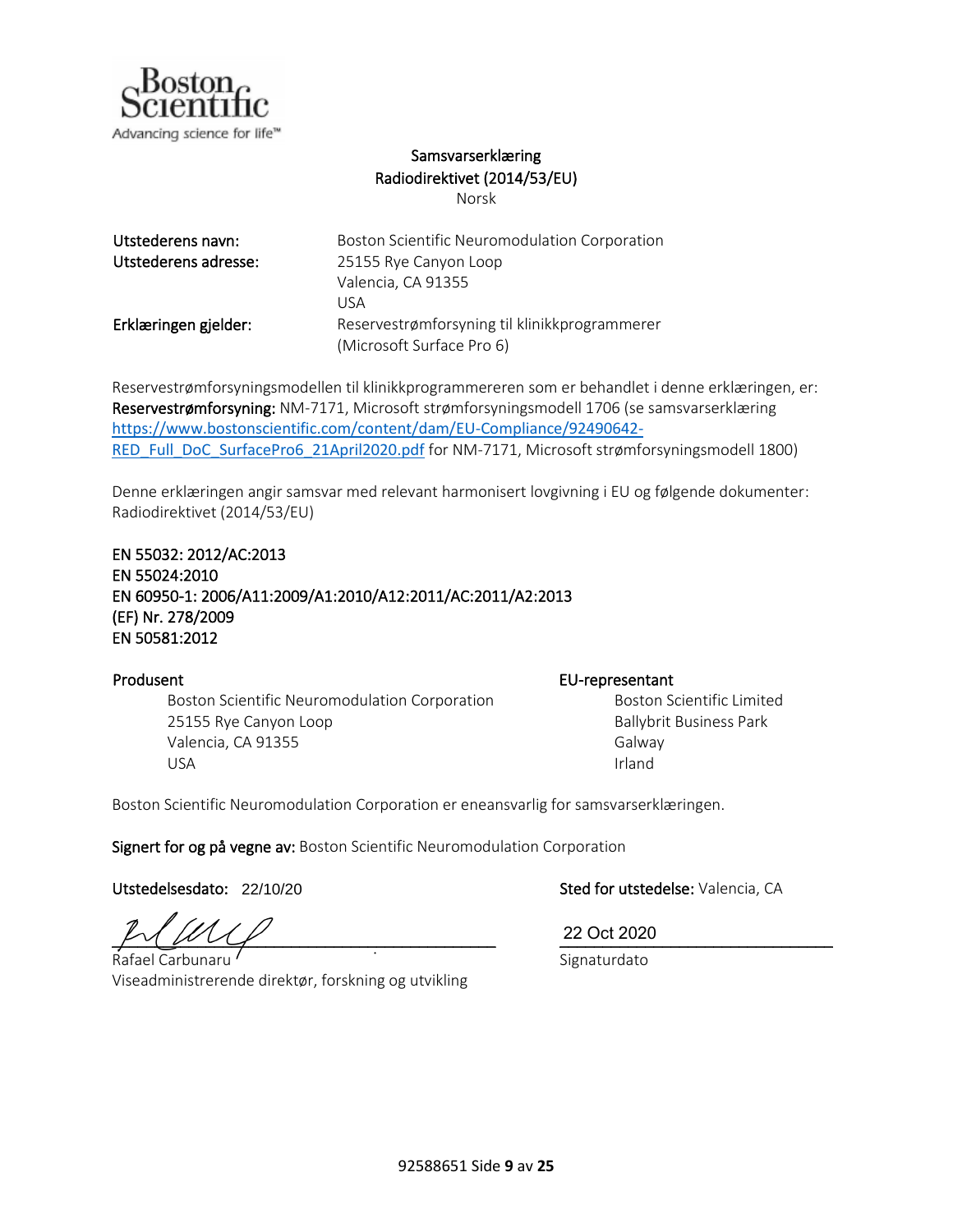# Samsvarserklæring
## Radiodirektivet (2014/53/EU)
Norsk

| | |
|---|---|
| **Utstederens navn:** | Boston Scientific Neuromodulation Corporation |
| **Utstederens adresse:** | 25155 Rye Canyon Loop<br>Valencia, CA 91355<br>USA |
| **Erklæringen gjelder:** | Reservestrømforsyning til klinikkprogrammerer<br>(Microsoft Surface Pro 6) |

Reservestrømforsyningsmodellen til klinikkprogrammereren som er behandlet i denne erklæringen, er:
**Reservestrømforsyning:** NM-7171, Microsoft strømforsyningsmodell 1706 (se samsvarserklæring https://www.bostonscientific.com/content/dam/EU-Compliance/92490642-RED_Full_DoC_SurfacePro6_21April2020.pdf for NM-7171, Microsoft strømforsyningsmodell 1800)

Denne erklæringen angir samsvar med relevant harmonisert lovgivning i EU og følgende dokumenter:
Radiodirektivet (2014/53/EU)

EN 55032: 2012/AC:2013
EN 55024:2010
EN 60950-1: 2006/A11:2009/A1:2010/A12:2011/AC:2011/A2:2013
(EF) Nr. 278/2009
EN 50581:2012

**Produsent**
Boston Scientific Neuromodulation Corporation
25155 Rye Canyon Loop
Valencia, CA 91355
USA

**EU-representant**
Boston Scientific Limited
Ballybrit Business Park
Galway
Irland

Boston Scientific Neuromodulation Corporation er eneansvarlig for samsvarserklæringen.

**Signert for og på vegne av:** Boston Scientific Neuromodulation Corporation

**Utstedelsesdato:** 22/10/20

**Sted for utstedelse:** Valencia, CA

Rafael Carbunaru
Viseadministrerende direktør, forskning og utvikling

22 Oct 2020
Signaturdato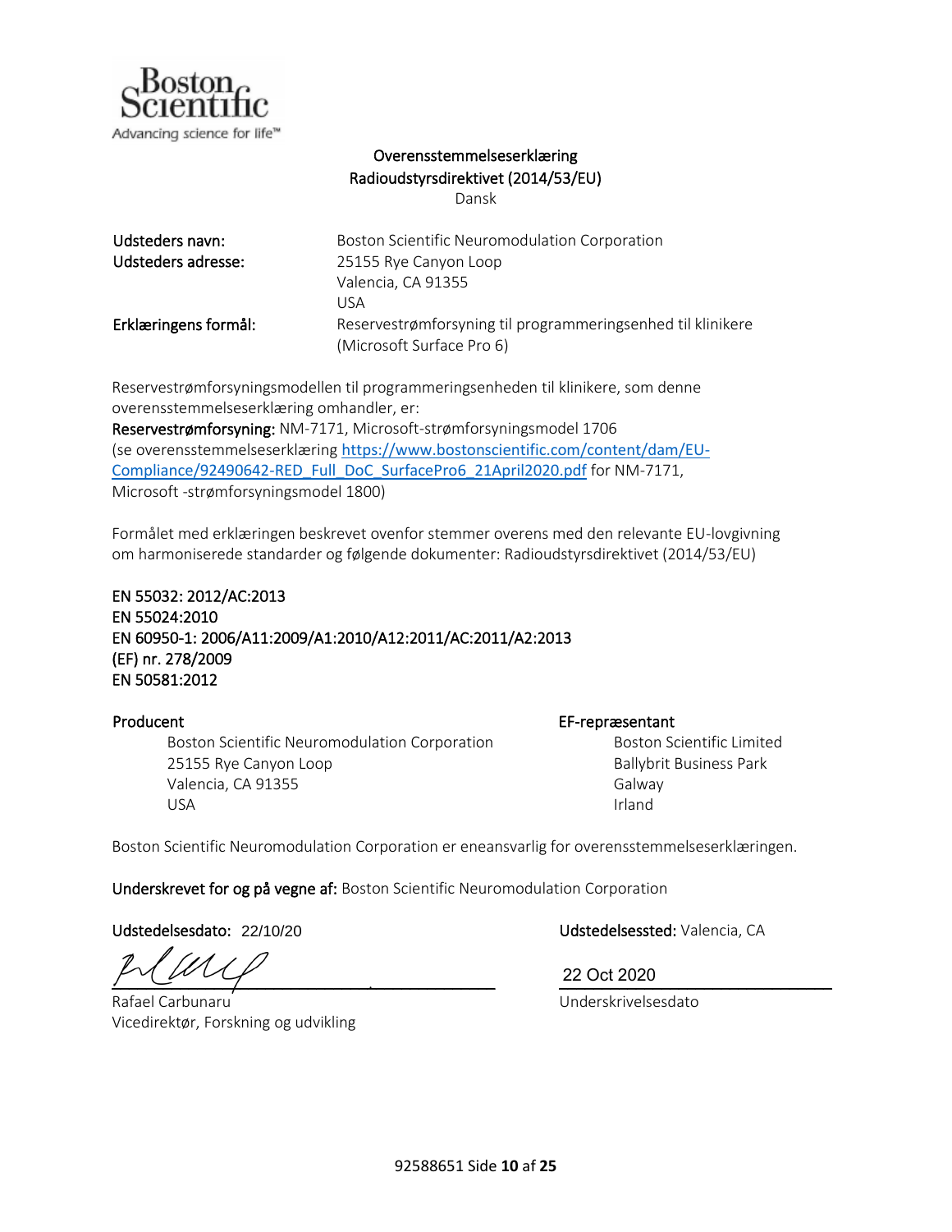Boston Scientific
Advancing science for life™

# Overensstemmelseserklæring
## Radioudstyrsdirektivet (2014/53/EU)
Dansk

| | |
|---|---|
| **Udsteders navn:** | Boston Scientific Neuromodulation Corporation |
| **Udsteders adresse:** | 25155 Rye Canyon Loop<br>Valencia, CA 91355<br>USA |
| **Erklæringens formål:** | Reservestrømforsyning til programmeringsenhed til klinikere (Microsoft Surface Pro 6) |

Reservestrømforsyningsmodellen til programmeringsenheden til klinikere, som denne overensstemmelseserklæring omhandler, er:
**Reservestrømforsyning:** NM-7171, Microsoft-strømforsyningsmodel 1706
(se overensstemmelseserklæring https://www.bostonscientific.com/content/dam/EU-Compliance/92490642-RED_Full_DoC_SurfacePro6_21April2020.pdf for NM-7171, Microsoft -strømforsyningsmodel 1800)

Formålet med erklæringen beskrevet ovenfor stemmer overens med den relevante EU-lovgivning om harmoniserede standarder og følgende dokumenter: Radioudstyrsdirektivet (2014/53/EU)

EN 55032: 2012/AC:2013
EN 55024:2010
EN 60950-1: 2006/A11:2009/A1:2010/A12:2011/AC:2011/A2:2013
(EF) nr. 278/2009
EN 50581:2012

**Producent**
Boston Scientific Neuromodulation Corporation
25155 Rye Canyon Loop
Valencia, CA 91355
USA

**EF-repræsentant**
Boston Scientific Limited
Ballybrit Business Park
Galway
Irland

Boston Scientific Neuromodulation Corporation er eneansvarlig for overensstemmelseserklæringen.

**Underskrevet for og på vegne af:** Boston Scientific Neuromodulation Corporation

**Udstedelsesdato:** 22/10/20

**Udstedelsessted:** Valencia, CA

Rafael Carbunaru
Vicedirektør, Forskning og udvikling

22 Oct 2020
Underskrivelsesdato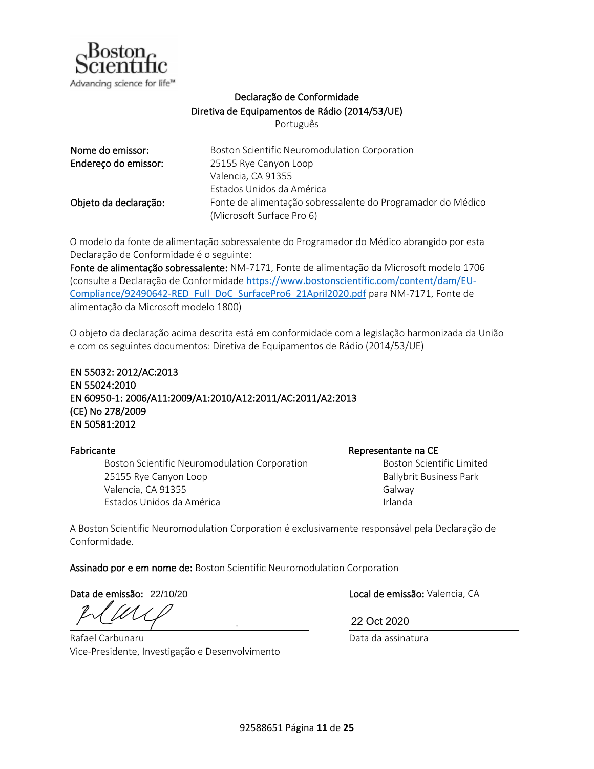Boston Scientific
Advancing science for life™

# Declaração de Conformidade
## Diretiva de Equipamentos de Rádio (2014/53/UE)
Português

**Nome do emissor:** Boston Scientific Neuromodulation Corporation

**Endereço do emissor:** 25155 Rye Canyon Loop
Valencia, CA 91355
Estados Unidos da América

**Objeto da declaração:** Fonte de alimentação sobressalente do Programador do Médico (Microsoft Surface Pro 6)

O modelo da fonte de alimentação sobressalente do Programador do Médico abrangido por esta Declaração de Conformidade é o seguinte:

**Fonte de alimentação sobressalente:** NM-7171, Fonte de alimentação da Microsoft modelo 1706 (consulte a Declaração de Conformidade https://www.bostonscientific.com/content/dam/EU-Compliance/92490642-RED_Full_DoC_SurfacePro6_21April2020.pdf para NM-7171, Fonte de alimentação da Microsoft modelo 1800)

O objeto da declaração acima descrita está em conformidade com a legislação harmonizada da União e com os seguintes documentos: Diretiva de Equipamentos de Rádio (2014/53/UE)

**EN 55032: 2012/AC:2013**
**EN 55024:2010**
**EN 60950-1: 2006/A11:2009/A1:2010/A12:2011/AC:2011/A2:2013**
**(CE) No 278/2009**
**EN 50581:2012**

**Fabricante**
Boston Scientific Neuromodulation Corporation
25155 Rye Canyon Loop
Valencia, CA 91355
Estados Unidos da América

**Representante na CE**
Boston Scientific Limited
Ballybrit Business Park
Galway
Irlanda

A Boston Scientific Neuromodulation Corporation é exclusivamente responsável pela Declaração de Conformidade.

**Assinado por e em nome de:** Boston Scientific Neuromodulation Corporation

**Data de emissão:** 22/10/20

**Local de emissão:** Valencia, CA

Rafael Carbunaru
Vice-Presidente, Investigação e Desenvolvimento

22 Oct 2020
Data da assinatura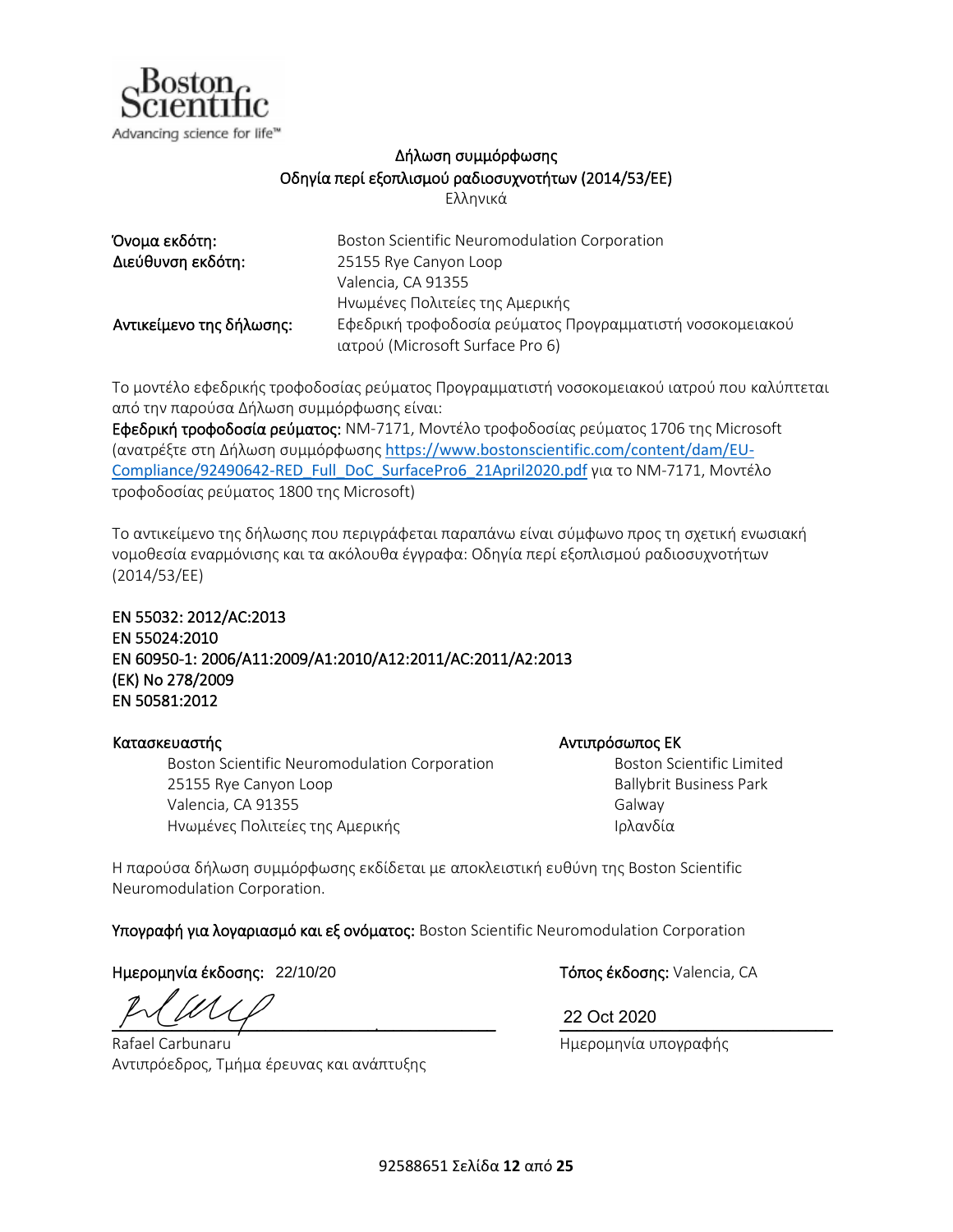Boston Scientific
Advancing science for life™

# Δήλωση συμμόρφωσης
## Οδηγία περί εξοπλισμού ραδιοσυχνοτήτων (2014/53/ΕΕ)
Ελληνικά

| | |
|---|---|
| **Όνομα εκδότη:** | Boston Scientific Neuromodulation Corporation |
| **Διεύθυνση εκδότη:** | 25155 Rye Canyon Loop<br>Valencia, CA 91355<br>Ηνωμένες Πολιτείες της Αμερικής |
| **Αντικείμενο της δήλωσης:** | Εφεδρική τροφοδοσία ρεύματος Προγραμματιστή νοσοκομειακού ιατρού (Microsoft Surface Pro 6) |

Το μοντέλο εφεδρικής τροφοδοσίας ρεύματος Προγραμματιστή νοσοκομειακού ιατρού που καλύπτεται από την παρούσα Δήλωση συμμόρφωσης είναι:
**Εφεδρική τροφοδοσία ρεύματος:** NM-7171, Μοντέλο τροφοδοσίας ρεύματος 1706 της Microsoft (ανατρέξτε στη Δήλωση συμμόρφωσης https://www.bostonscientific.com/content/dam/EU-Compliance/92490642-RED_Full_DoC_SurfacePro6_21April2020.pdf για το NM-7171, Μοντέλο τροφοδοσίας ρεύματος 1800 της Microsoft)

Το αντικείμενο της δήλωσης που περιγράφεται παραπάνω είναι σύμφωνο προς τη σχετική ενωσιακή νομοθεσία εναρμόνισης και τα ακόλουθα έγγραφα: Οδηγία περί εξοπλισμού ραδιοσυχνοτήτων (2014/53/ΕΕ)

**EN 55032: 2012/AC:2013**
**EN 55024:2010**
**EN 60950-1: 2006/A11:2009/A1:2010/A12:2011/AC:2011/A2:2013**
**(ΕΚ) No 278/2009**
**EN 50581:2012**

**Κατασκευαστής**
Boston Scientific Neuromodulation Corporation
25155 Rye Canyon Loop
Valencia, CA 91355
Ηνωμένες Πολιτείες της Αμερικής

**Αντιπρόσωπος ΕΚ**
Boston Scientific Limited
Ballybrit Business Park
Galway
Ιρλανδία

Η παρούσα δήλωση συμμόρφωσης εκδίδεται με αποκλειστική ευθύνη της Boston Scientific Neuromodulation Corporation.

**Υπογραφή για λογαριασμό και εξ ονόματος:** Boston Scientific Neuromodulation Corporation

**Ημερομηνία έκδοσης:** 22/10/20

**Τόπος έκδοσης:** Valencia, CA

Rafael Carbunaru
Αντιπρόεδρος, Τμήμα έρευνας και ανάπτυξης

22 Oct 2020
Ημερομηνία υπογραφής

92588651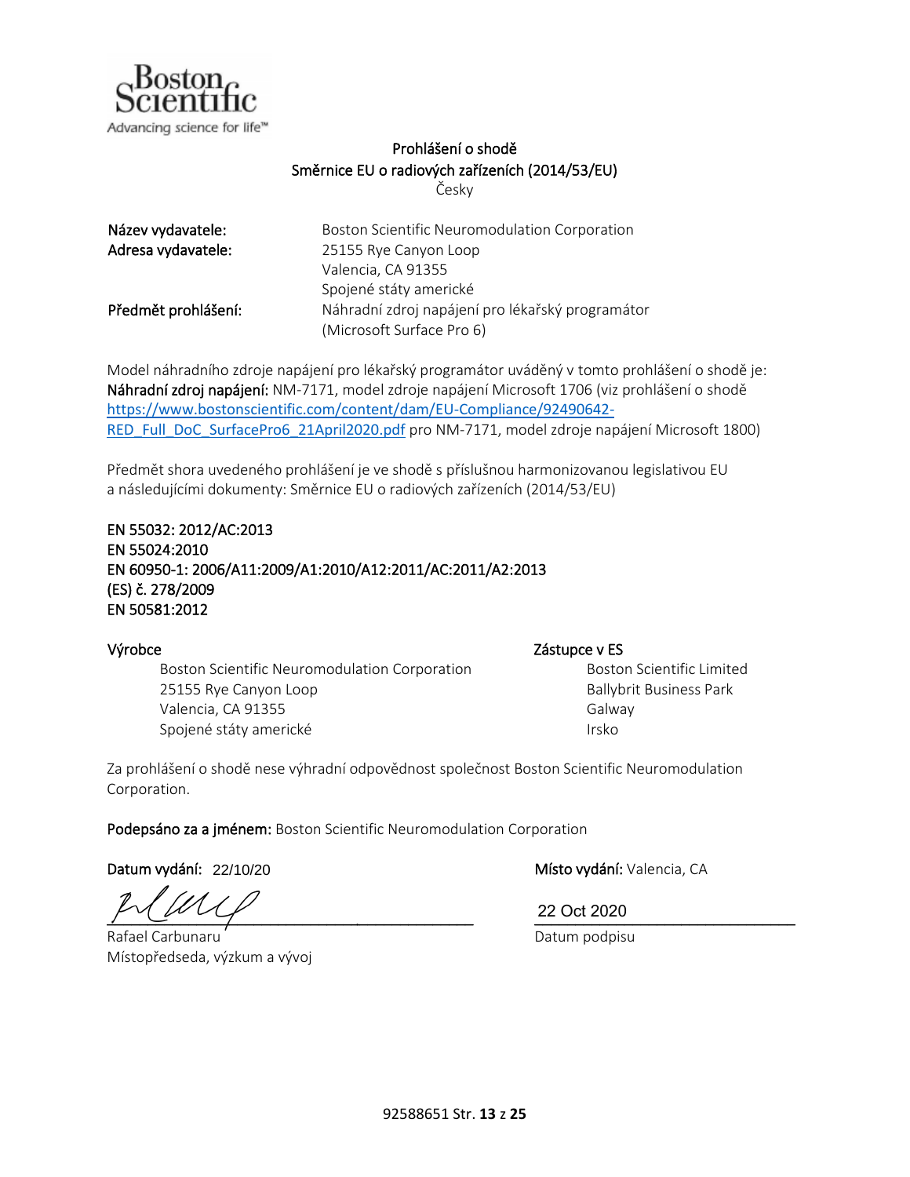Boston Scientific
Advancing science for life™

# Prohlášení o shodě
## Směrnice EU o radiových zařízeních (2014/53/EU)
Česky

| | |
|---|---|
| **Název vydavatele:** | Boston Scientific Neuromodulation Corporation |
| **Adresa vydavatele:** | 25155 Rye Canyon Loop<br>Valencia, CA 91355<br>Spojené státy americké |
| **Předmět prohlášení:** | Náhradní zdroj napájení pro lékařský programátor (Microsoft Surface Pro 6) |

Model náhradního zdroje napájení pro lékařský programátor uváděný v tomto prohlášení o shodě je:
**Náhradní zdroj napájení:** NM-7171, model zdroje napájení Microsoft 1706 (viz prohlášení o shodě https://www.bostonscientific.com/content/dam/EU-Compliance/92490642-RED_Full_DoC_SurfacePro6_21April2020.pdf pro NM-7171, model zdroje napájení Microsoft 1800)

Předmět shora uvedeného prohlášení je ve shodě s příslušnou harmonizovanou legislativou EU a následujícími dokumenty: Směrnice EU o radiových zařízeních (2014/53/EU)

EN 55032: 2012/AC:2013
EN 55024:2010
EN 60950-1: 2006/A11:2009/A1:2010/A12:2011/AC:2011/A2:2013
(ES) č. 278/2009
EN 50581:2012

**Výrobce**
Boston Scientific Neuromodulation Corporation
25155 Rye Canyon Loop
Valencia, CA 91355
Spojené státy americké

**Zástupce v ES**
Boston Scientific Limited
Ballybrit Business Park
Galway
Irsko

Za prohlášení o shodě nese výhradní odpovědnost společnost Boston Scientific Neuromodulation Corporation.

**Podepsáno za a jménem:** Boston Scientific Neuromodulation Corporation

**Datum vydání:** 22/10/20

**Místo vydání:** Valencia, CA

Rafael Carbunaru
Místopředseda, výzkum a vývoj

22 Oct 2020
Datum podpisu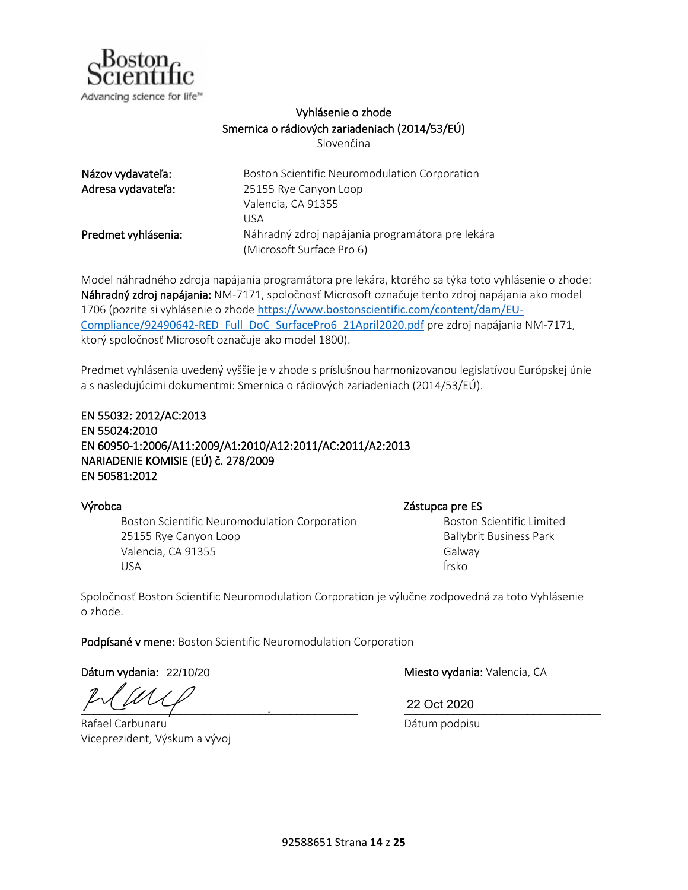Boston Scientific
Advancing science for life™

# Vyhlásenie o zhode
## Smernica o rádiových zariadeniach (2014/53/EÚ)
Slovenčina

**Názov vydavateľa:** Boston Scientific Neuromodulation Corporation

**Adresa vydavateľa:** 25155 Rye Canyon Loop
Valencia, CA 91355
USA

**Predmet vyhlásenia:** Náhradný zdroj napájania programátora pre lekára (Microsoft Surface Pro 6)

Model náhradného zdroja napájania programátora pre lekára, ktorého sa týka toto vyhlásenie o zhode: **Náhradný zdroj napájania:** NM-7171, spoločnosť Microsoft označuje tento zdroj napájania ako model 1706 (pozrite si vyhlásenie o zhode https://www.bostonscientific.com/content/dam/EU-Compliance/92490642-RED_Full_DoC_SurfacePro6_21April2020.pdf pre zdroj napájania NM-7171, ktorý spoločnosť Microsoft označuje ako model 1800).

Predmet vyhlásenia uvedený vyššie je v zhode s príslušnou harmonizovanou legislatívou Európskej únie a s nasledujúcimi dokumentmi: Smernica o rádiových zariadeniach (2014/53/EÚ).

**EN 55032: 2012/AC:2013**
**EN 55024:2010**
**EN 60950-1:2006/A11:2009/A1:2010/A12:2011/AC:2011/A2:2013**
**NARIADENIE KOMISIE (EÚ) č. 278/2009**
**EN 50581:2012**

**Výrobca**
Boston Scientific Neuromodulation Corporation
25155 Rye Canyon Loop
Valencia, CA 91355
USA

**Zástupca pre ES**
Boston Scientific Limited
Ballybrit Business Park
Galway
Írsko

Spoločnosť Boston Scientific Neuromodulation Corporation je výlučne zodpovedná za toto Vyhlásenie o zhode.

**Podpísané v mene:** Boston Scientific Neuromodulation Corporation

**Dátum vydania:** 22/10/20

**Miesto vydania:** Valencia, CA

Rafael Carbunaru
Viceprezident, Výskum a vývoj

22 Oct 2020
Dátum podpisu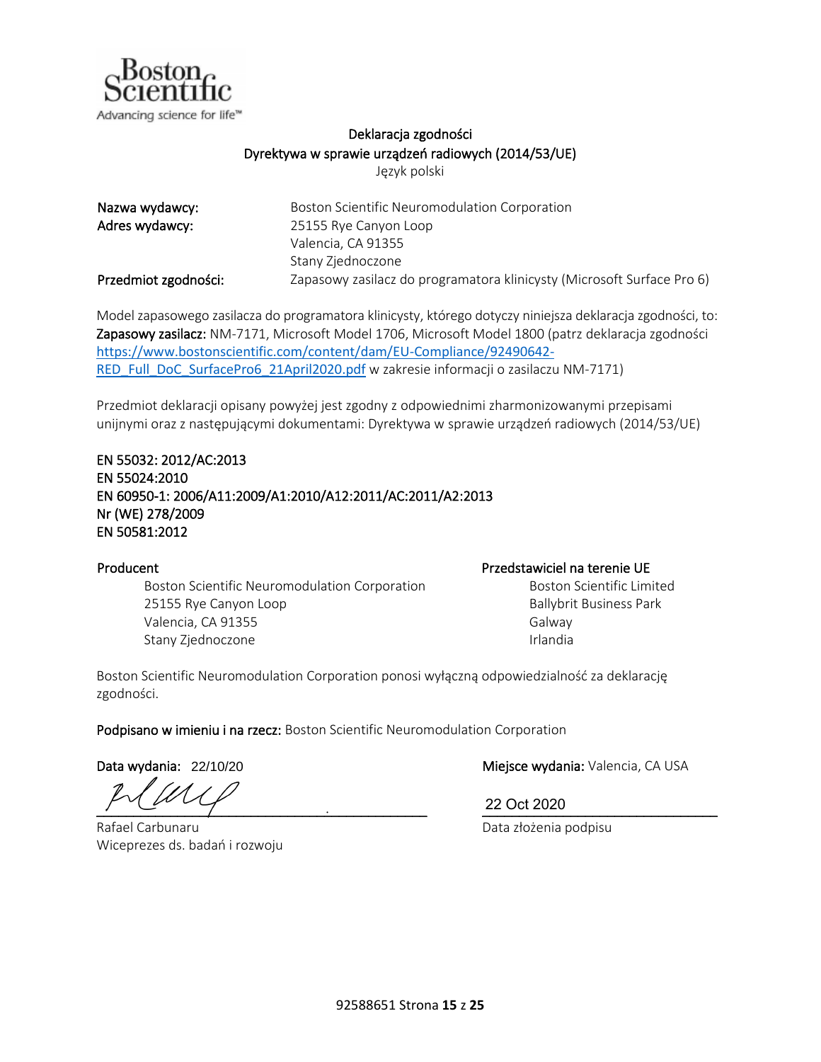Deklaracja zgodności

Dyrektywa w sprawie urządzeń radiowych (2014/53/UE)

Język polski

| | |
|---|---|
| **Nazwa wydawcy:** | Boston Scientific Neuromodulation Corporation |
| **Adres wydawcy:** | 25155 Rye Canyon Loop<br>Valencia, CA 91355<br>Stany Zjednoczone |
| **Przedmiot zgodności:** | Zapasowy zasilacz do programatora klinicysty (Microsoft Surface Pro 6) |

Model zapasowego zasilacza do programatora klinicysty, którego dotyczy niniejsza deklaracja zgodności, to:
**Zapasowy zasilacz:** NM-7171, Microsoft Model 1706, Microsoft Model 1800 (patrz deklaracja zgodności https://www.bostonscientific.com/content/dam/EU-Compliance/92490642-RED_Full_DoC_SurfacePro6_21April2020.pdf w zakresie informacji o zasilaczu NM-7171)

Przedmiot deklaracji opisany powyżej jest zgodny z odpowiednimi zharmonizowanymi przepisami unijnymi oraz z następującymi dokumentami: Dyrektywa w sprawie urządzeń radiowych (2014/53/UE)

EN 55032: 2012/AC:2013
EN 55024:2010
EN 60950-1: 2006/A11:2009/A1:2010/A12:2011/AC:2011/A2:2013
Nr (WE) 278/2009
EN 50581:2012

**Producent**

Boston Scientific Neuromodulation Corporation
25155 Rye Canyon Loop
Valencia, CA 91355
Stany Zjednoczone

**Przedstawiciel na terenie UE**

Boston Scientific Limited
Ballybrit Business Park
Galway
Irlandia

Boston Scientific Neuromodulation Corporation ponosi wyłączną odpowiedzialność za deklarację zgodności.

**Podpisano w imieniu i na rzecz:** Boston Scientific Neuromodulation Corporation

**Data wydania:** 22/10/20

**Miejsce wydania:** Valencia, CA USA

Rafael Carbunaru
Wiceprezes ds. badań i rozwoju

22 Oct 2020
Data złożenia podpisu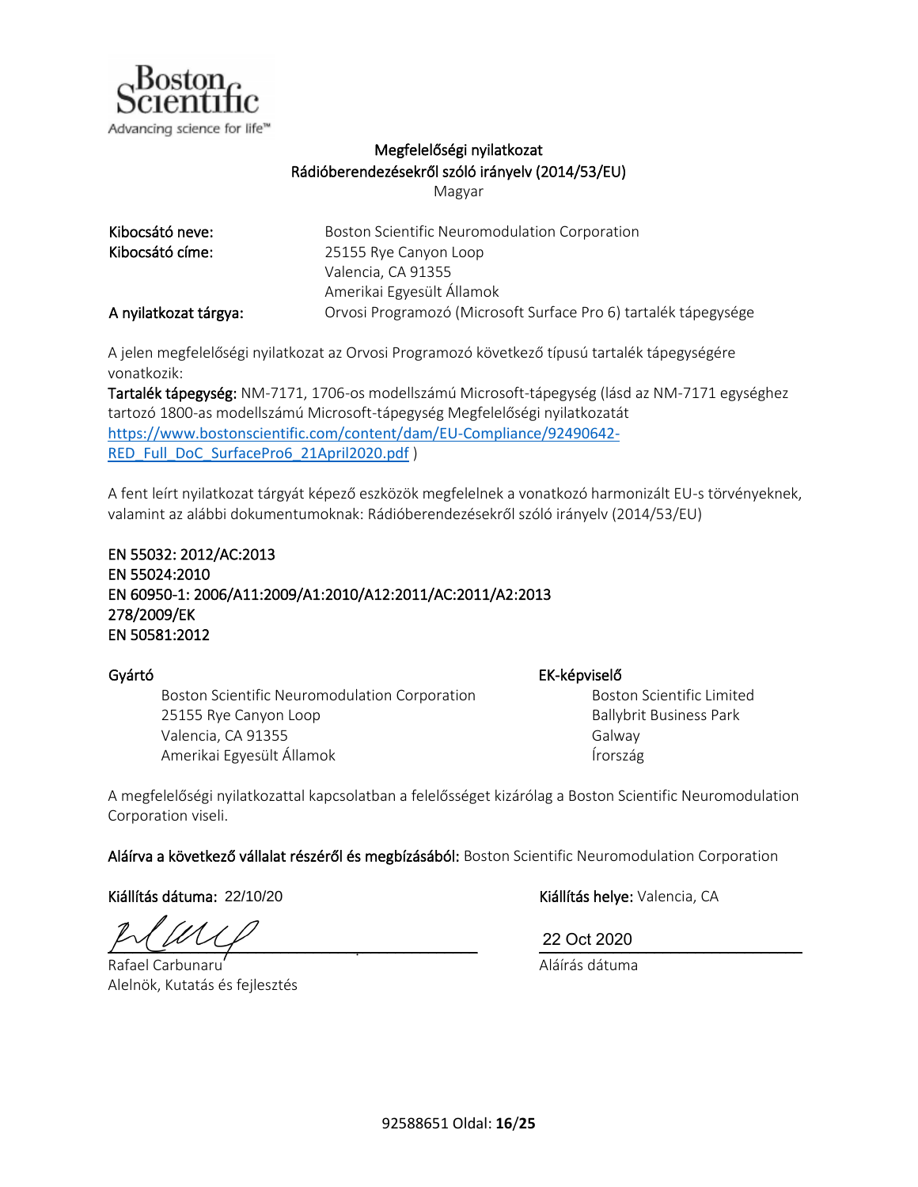Boston Scientific
Advancing science for life™

# Megfelelőségi nyilatkozat
## Rádióberendezésekről szóló irányelv (2014/53/EU)
Magyar

| | |
|---|---|
| **Kibocsátó neve:** | Boston Scientific Neuromodulation Corporation |
| **Kibocsátó címe:** | 25155 Rye Canyon Loop<br>Valencia, CA 91355<br>Amerikai Egyesült Államok |
| **A nyilatkozat tárgya:** | Orvosi Programozó (Microsoft Surface Pro 6) tartalék tápegysége |

A jelen megfelelőségi nyilatkozat az Orvosi Programozó következő típusú tartalék tápegységére vonatkozik:

**Tartalék tápegység:** NM-7171, 1706-os modellszámú Microsoft-tápegység (lásd az NM-7171 egységhez tartozó 1800-as modellszámú Microsoft-tápegység Megfelelőségi nyilatkozatát https://www.bostonscientific.com/content/dam/EU-Compliance/92490642-RED_Full_DoC_SurfacePro6_21April2020.pdf )

A fent leírt nyilatkozat tárgyát képező eszközök megfelelnek a vonatkozó harmonizált EU-s törvényeknek, valamint az alábbi dokumentumoknak: Rádióberendezésekről szóló irányelv (2014/53/EU)

EN 55032: 2012/AC:2013
EN 55024:2010
EN 60950-1: 2006/A11:2009/A1:2010/A12:2011/AC:2011/A2:2013
278/2009/EK
EN 50581:2012

**Gyártó**

Boston Scientific Neuromodulation Corporation
25155 Rye Canyon Loop
Valencia, CA 91355
Amerikai Egyesült Államok

**EK-képviselő**

Boston Scientific Limited
Ballybrit Business Park
Galway
Írország

A megfelelőségi nyilatkozattal kapcsolatban a felelősséget kizárólag a Boston Scientific Neuromodulation Corporation viseli.

**Aláírva a következő vállalat részéről és megbízásából:** Boston Scientific Neuromodulation Corporation

**Kiállítás dátuma:** 22/10/20

**Kiállítás helye:** Valencia, CA

Rafael Carbunaru
Alelnök, Kutatás és fejlesztés

22 Oct 2020
Aláírás dátuma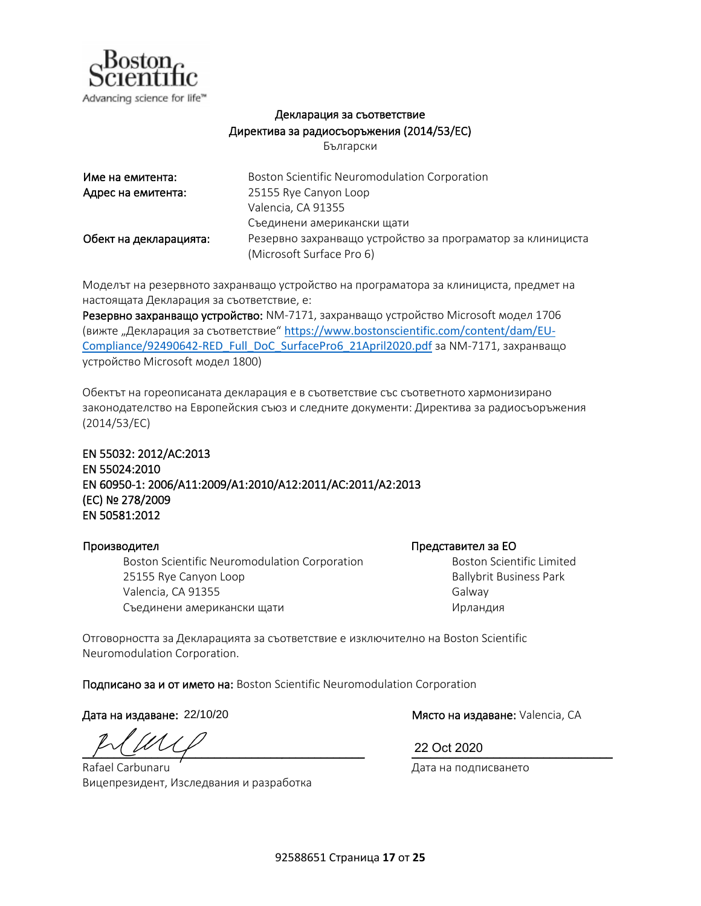Boston Scientific
Advancing science for life™

## Декларация за съответствие
## Директива за радиосъоръжения (2014/53/ЕС)

Български

**Име на емитента:** Boston Scientific Neuromodulation Corporation

**Адрес на емитента:** 25155 Rye Canyon Loop
Valencia, CA 91355
Съединени американски щати

**Обект на декларацията:** Резервно захранващо устройство за програматор за клинициста (Microsoft Surface Pro 6)

Моделът на резервното захранващо устройство на програматора за клинициста, предмет на настоящата Декларация за съответствие, е:

**Резервно захранващо устройство:** NM-7171, захранващо устройство Microsoft модел 1706 (вижте „Декларация за съответствие“ [https://www.bostonscientific.com/content/dam/EU-Compliance/92490642-RED_Full_DoC_SurfacePro6_21April2020.pdf](https://www.bostonscientific.com/content/dam/EU-Compliance/92490642-RED_Full_DoC_SurfacePro6_21April2020.pdf) за NM-7171, захранващо устройство Microsoft модел 1800)

Обектът на гореописаната декларация е в съответствие със съответното хармонизирано законодателство на Европейския съюз и следните документи: Директива за радиосъоръжения (2014/53/ЕС)

**EN 55032: 2012/AC:2013**
**EN 55024:2010**
**EN 60950-1: 2006/A11:2009/A1:2010/A12:2011/AC:2011/A2:2013**
**(ЕС) № 278/2009**
**EN 50581:2012**

**Производител**
Boston Scientific Neuromodulation Corporation
25155 Rye Canyon Loop
Valencia, CA 91355
Съединени американски щати

**Представител за ЕО**
Boston Scientific Limited
Ballybrit Business Park
Galway
Ирландия

Отговорността за Декларацията за съответствие е изключително на Boston Scientific Neuromodulation Corporation.

**Подписано за и от името на:** Boston Scientific Neuromodulation Corporation

**Дата на издаване:** 22/10/20

**Място на издаване:** Valencia, CA

Rafael Carbunaru
Вицепрезидент, Изследвания и разработка

22 Oct 2020
Дата на подписването

92588651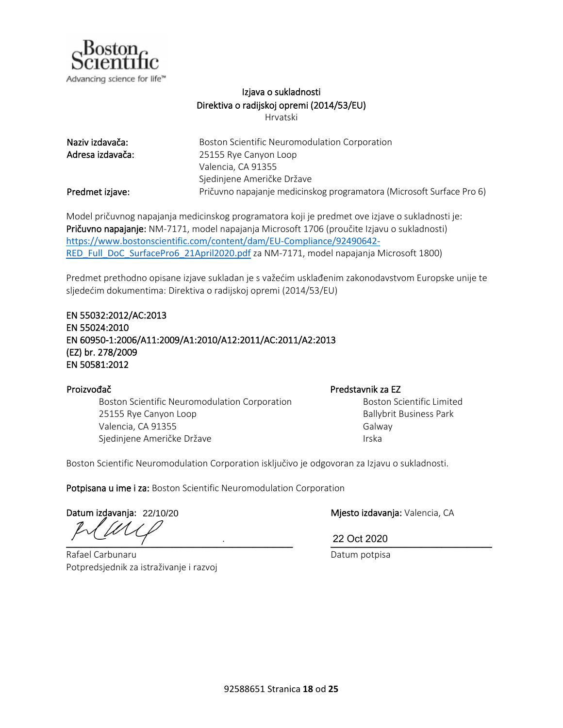# Izjava o sukladnosti
## Direktiva o radijskoj opremi (2014/53/EU)
Hrvatski

| | |
|---|---|
| **Naziv izdavača:** | Boston Scientific Neuromodulation Corporation |
| **Adresa izdavača:** | 25155 Rye Canyon Loop<br>Valencia, CA 91355<br>Sjedinjene Američke Države |
| **Predmet izjave:** | Pričuvno napajanje medicinskog programatora (Microsoft Surface Pro 6) |

Model pričuvnog napajanja medicinskog programatora koji je predmet ove izjave o sukladnosti je:
**Pričuvno napajanje:** NM-7171, model napajanja Microsoft 1706 (proučite Izjavu o sukladnosti) https://www.bostonscientific.com/content/dam/EU-Compliance/92490642-RED_Full_DoC_SurfacePro6_21April2020.pdf za NM-7171, model napajanja Microsoft 1800)

Predmet prethodno opisane izjave sukladan je s važećim usklađenim zakonodavstvom Europske unije te sljedećim dokumentima: Direktiva o radijskoj opremi (2014/53/EU)

EN 55032:2012/AC:2013
EN 55024:2010
EN 60950-1:2006/A11:2009/A1:2010/A12:2011/AC:2011/A2:2013
(EZ) br. 278/2009
EN 50581:2012

**Proizvođač**
Boston Scientific Neuromodulation Corporation
25155 Rye Canyon Loop
Valencia, CA 91355
Sjedinjene Američke Države

**Predstavnik za EZ**
Boston Scientific Limited
Ballybrit Business Park
Galway
Irska

Boston Scientific Neuromodulation Corporation isključivo je odgovoran za Izjavu o sukladnosti.

**Potpisana u ime i za:** Boston Scientific Neuromodulation Corporation

**Datum izdavanja:** 22/10/20

**Mjesto izdavanja:** Valencia, CA

Rafael Carbunaru
Potpredsjednik za istraživanje i razvoj

22 Oct 2020
Datum potpisa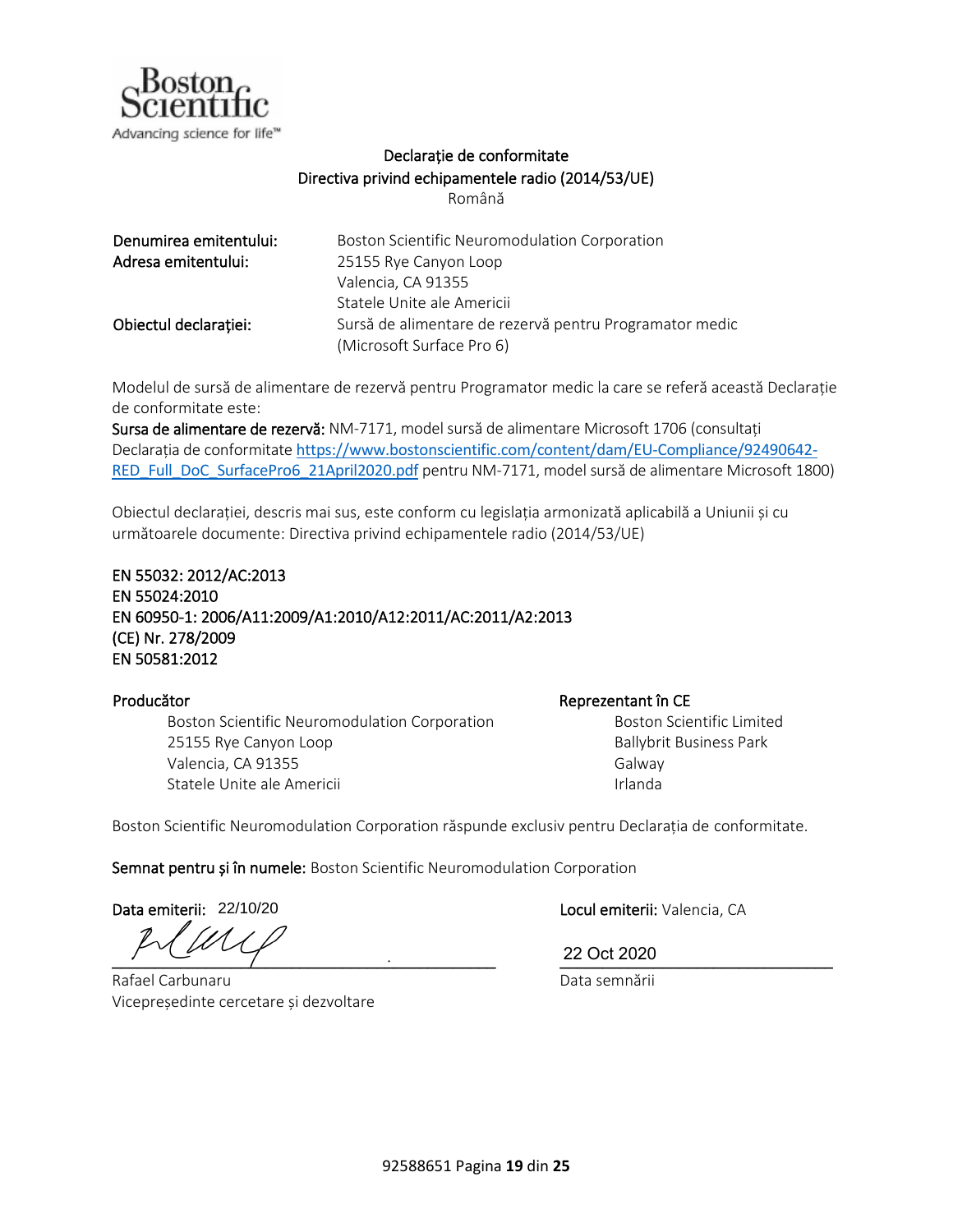Boston Scientific
Advancing science for life™

# Declarație de conformitate
## Directiva privind echipamentele radio (2014/53/UE)
Română

| | |
|---|---|
| **Denumirea emitentului:** | Boston Scientific Neuromodulation Corporation |
| **Adresa emitentului:** | 25155 Rye Canyon Loop<br>Valencia, CA 91355<br>Statele Unite ale Americii |
| **Obiectul declarației:** | Sursă de alimentare de rezervă pentru Programator medic (Microsoft Surface Pro 6) |

Modelul de sursă de alimentare de rezervă pentru Programator medic la care se referă această Declarație de conformitate este:

**Sursa de alimentare de rezervă:** NM-7171, model sursă de alimentare Microsoft 1706 (consultați Declarația de conformitate https://www.bostonscientific.com/content/dam/EU-Compliance/92490642-RED_Full_DoC_SurfacePro6_21April2020.pdf pentru NM-7171, model sursă de alimentare Microsoft 1800)

Obiectul declarației, descris mai sus, este conform cu legislația armonizată aplicabilă a Uniunii și cu următoarele documente: Directiva privind echipamentele radio (2014/53/UE)

EN 55032: 2012/AC:2013
EN 55024:2010
EN 60950-1: 2006/A11:2009/A1:2010/A12:2011/AC:2011/A2:2013
(CE) Nr. 278/2009
EN 50581:2012

**Producător**

Boston Scientific Neuromodulation Corporation
25155 Rye Canyon Loop
Valencia, CA 91355
Statele Unite ale Americii

**Reprezentant în CE**

Boston Scientific Limited
Ballybrit Business Park
Galway
Irlanda

Boston Scientific Neuromodulation Corporation răspunde exclusiv pentru Declarația de conformitate.

**Semnat pentru și în numele:** Boston Scientific Neuromodulation Corporation

**Data emiterii:** 22/10/20

**Locul emiterii:** Valencia, CA

Rafael Carbunaru
Vicepreședinte cercetare și dezvoltare

22 Oct 2020
Data semnării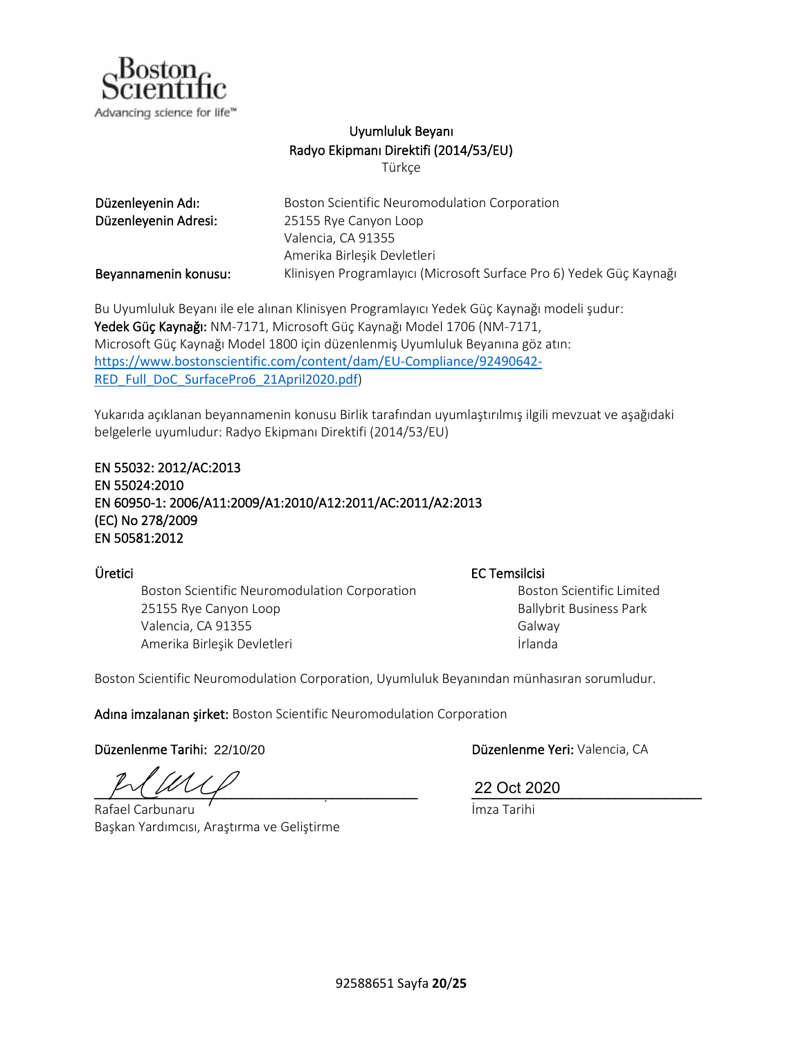Boston Scientific
Advancing science for life™

# Uyumluluk Beyanı
## Radyo Ekipmanı Direktifi (2014/53/EU)
Türkçe

**Düzenleyenin Adı:** Boston Scientific Neuromodulation Corporation

**Düzenleyenin Adresi:** 25155 Rye Canyon Loop
Valencia, CA 91355
Amerika Birleşik Devletleri

**Beyannamenin konusu:** Klinisyen Programlayıcı (Microsoft Surface Pro 6) Yedek Güç Kaynağı

Bu Uyumluluk Beyanı ile ele alınan Klinisyen Programlayıcı Yedek Güç Kaynağı modeli şudur:
**Yedek Güç Kaynağı:** NM-7171, Microsoft Güç Kaynağı Model 1706 (NM-7171, Microsoft Güç Kaynağı Model 1800 için düzenlenmiş Uyumluluk Beyanına göz atın: https://www.bostonscientific.com/content/dam/EU-Compliance/92490642-RED_Full_DoC_SurfacePro6_21April2020.pdf)

Yukarıda açıklanan beyannamenin konusu Birlik tarafından uyumlaştırılmış ilgili mevzuat ve aşağıdaki belgelerle uyumludur: Radyo Ekipmanı Direktifi (2014/53/EU)

EN 55032: 2012/AC:2013
EN 55024:2010
EN 60950-1: 2006/A11:2009/A1:2010/A12:2011/AC:2011/A2:2013
(EC) No 278/2009
EN 50581:2012

**Üretici**
Boston Scientific Neuromodulation Corporation
25155 Rye Canyon Loop
Valencia, CA 91355
Amerika Birleşik Devletleri

**EC Temsilcisi**
Boston Scientific Limited
Ballybrit Business Park
Galway
İrlanda

Boston Scientific Neuromodulation Corporation, Uyumluluk Beyanından münhasıran sorumludur.

**Adına imzalanan şirket:** Boston Scientific Neuromodulation Corporation

**Düzenlenme Tarihi:** 22/10/20

**Düzenlenme Yeri:** Valencia, CA

Rafael Carbunaru
Başkan Yardımcısı, Araştırma ve Geliştirme

22 Oct 2020
İmza Tarihi

92588651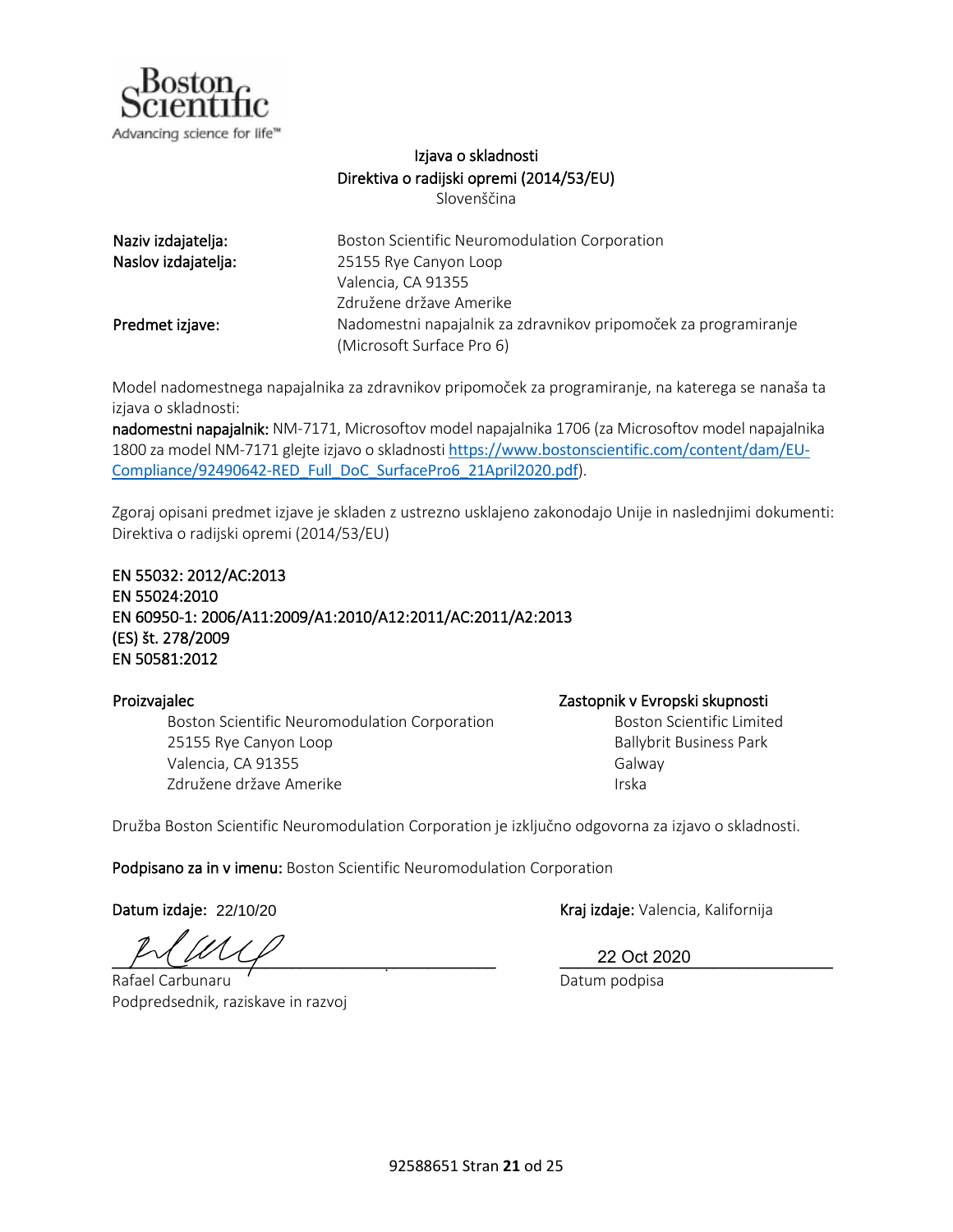Boston Scientific
Advancing science for life™

# Izjava o skladnosti
## Direktiva o radijski opremi (2014/53/EU)
Slovenščina

**Naziv izdajatelja:** Boston Scientific Neuromodulation Corporation

**Naslov izdajatelja:** 25155 Rye Canyon Loop
Valencia, CA 91355
Združene države Amerike

**Predmet izjave:** Nadomestni napajalnik za zdravnikov pripomoček za programiranje (Microsoft Surface Pro 6)

Model nadomestnega napajalnika za zdravnikov pripomoček za programiranje, na katerega se nanaša ta izjava o skladnosti:

**nadomestni napajalnik:** NM-7171, Microsoftov model napajalnika 1706 (za Microsoftov model napajalnika 1800 za model NM-7171 glejte izjavo o skladnosti https://www.bostonscientific.com/content/dam/EU-Compliance/92490642-RED_Full_DoC_SurfacePro6_21April2020.pdf).

Zgoraj opisani predmet izjave je skladen z ustrezno usklajeno zakonodajo Unije in naslednjimi dokumenti: Direktiva o radijski opremi (2014/53/EU)

**EN 55032: 2012/AC:2013**
**EN 55024:2010**
**EN 60950-1: 2006/A11:2009/A1:2010/A12:2011/AC:2011/A2:2013**
**(ES) št. 278/2009**
**EN 50581:2012**

**Proizvajalec**
Boston Scientific Neuromodulation Corporation
25155 Rye Canyon Loop
Valencia, CA 91355
Združene države Amerike

**Zastopnik v Evropski skupnosti**
Boston Scientific Limited
Ballybrit Business Park
Galway
Irska

Družba Boston Scientific Neuromodulation Corporation je izključno odgovorna za izjavo o skladnosti.

**Podpisano za in v imenu:** Boston Scientific Neuromodulation Corporation

**Datum izdaje:** 22/10/20

**Kraj izdaje:** Valencia, Kalifornija

Rafael Carbunaru
Podpredsednik, raziskave in razvoj

22 Oct 2020
Datum podpisa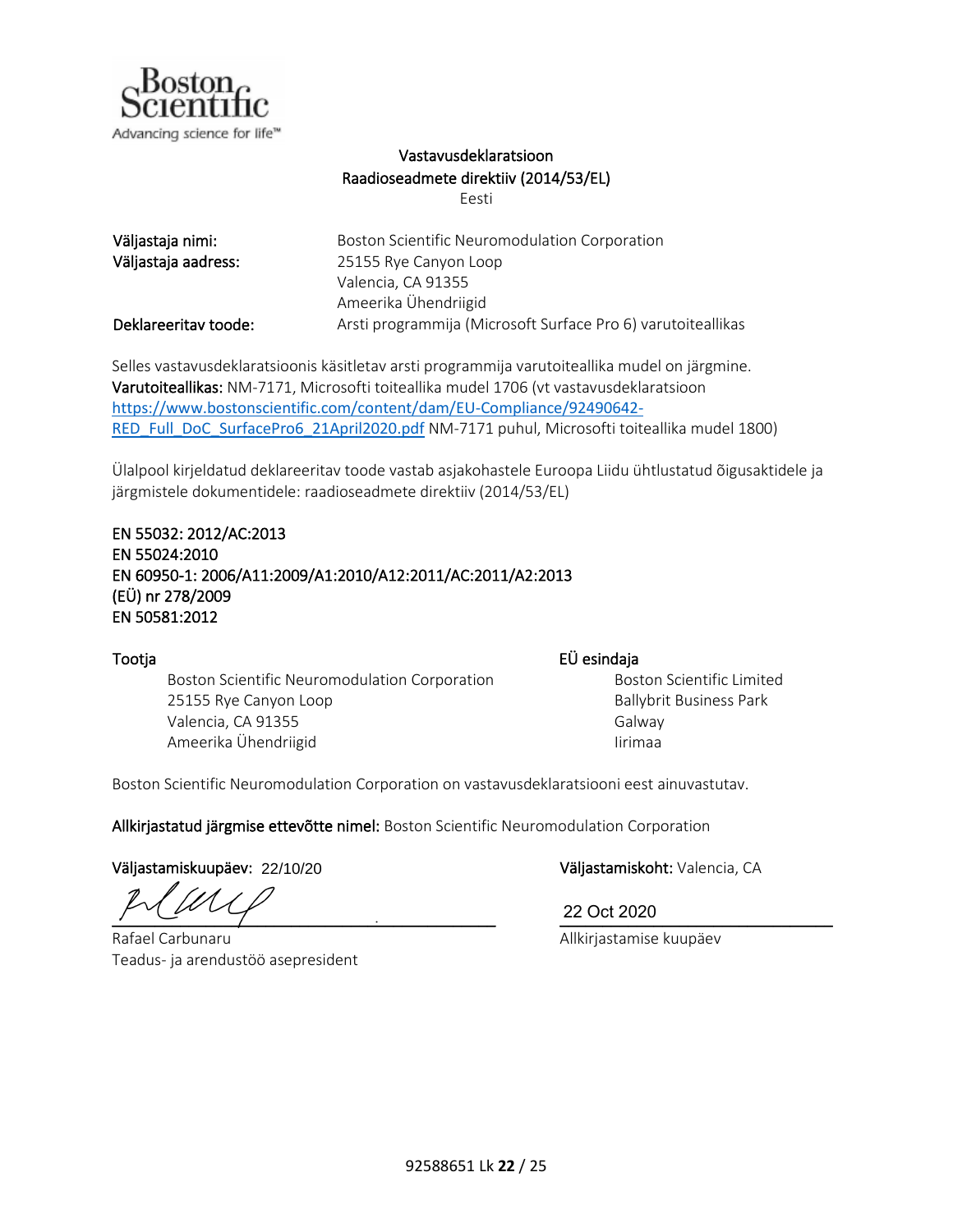Boston Scientific
Advancing science for life™

# Vastavusdeklaratsioon
## Raadioseadmete direktiiv (2014/53/EL)
Eesti

**Väljastaja nimi:** Boston Scientific Neuromodulation Corporation

**Väljastaja aadress:** 25155 Rye Canyon Loop
Valencia, CA 91355
Ameerika Ühendriigid

**Deklareeritav toode:** Arsti programmija (Microsoft Surface Pro 6) varutoiteallikas

Selles vastavusdeklaratsioonis käsitletav arsti programmija varutoiteallika mudel on järgmine.
**Varutoiteallikas:** NM-7171, Microsofti toiteallika mudel 1706 (vt vastavusdeklaratsioon https://www.bostonscientific.com/content/dam/EU-Compliance/92490642-RED_Full_DoC_SurfacePro6_21April2020.pdf NM-7171 puhul, Microsofti toiteallika mudel 1800)

Ülalpool kirjeldatud deklareeritav toode vastab asjakohastele Euroopa Liidu ühtlustatud õigusaktidele ja järgmistele dokumentidele: raadioseadmete direktiiv (2014/53/EL)

EN 55032: 2012/AC:2013
EN 55024:2010
EN 60950-1: 2006/A11:2009/A1:2010/A12:2011/AC:2011/A2:2013
(EÜ) nr 278/2009
EN 50581:2012

**Tootja**
Boston Scientific Neuromodulation Corporation
25155 Rye Canyon Loop
Valencia, CA 91355
Ameerika Ühendriigid

**EÜ esindaja**
Boston Scientific Limited
Ballybrit Business Park
Galway
Iirimaa

Boston Scientific Neuromodulation Corporation on vastavusdeklaratsiooni eest ainuvastutav.

**Allkirjastatud järgmise ettevõtte nimel:** Boston Scientific Neuromodulation Corporation

**Väljastamiskuupäev:** 22/10/20

**Väljastamiskoht:** Valencia, CA

Rafael Carbunaru
Teadus- ja arendustöö asepresident

22 Oct 2020
Allkirjastamise kuupäev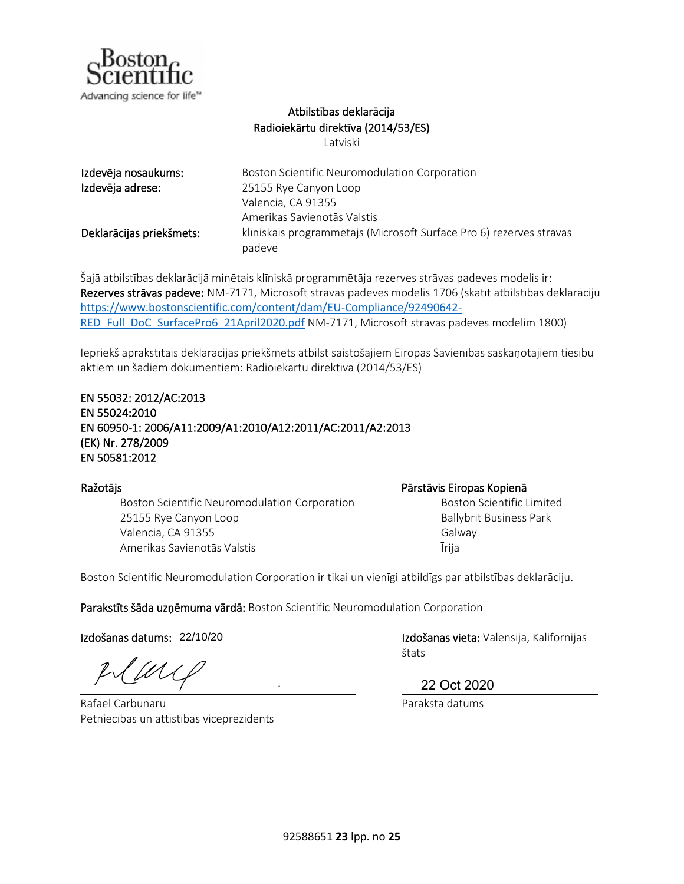Boston Scientific
Advancing science for life™

# Atbilstības deklarācija
## Radioiekārtu direktīva (2014/53/ES)
Latviski

**Izdevēja nosaukums:** Boston Scientific Neuromodulation Corporation

**Izdevēja adrese:** 25155 Rye Canyon Loop
Valencia, CA 91355
Amerikas Savienotās Valstis

**Deklarācijas priekšmets:** klīniskais programmētājs (Microsoft Surface Pro 6) rezerves strāvas padeve

Šajā atbilstības deklarācijā minētais klīniskā programmētāja rezerves strāvas padeves modelis ir:
**Rezerves strāvas padeve:** NM-7171, Microsoft strāvas padeves modelis 1706 (skatīt atbilstības deklarāciju https://www.bostonscientific.com/content/dam/EU-Compliance/92490642-RED_Full_DoC_SurfacePro6_21April2020.pdf NM-7171, Microsoft strāvas padeves modelim 1800)

Iepriekš aprakstītais deklarācijas priekšmets atbilst saistošajiem Eiropas Savienības saskaņotajiem tiesību aktiem un šādiem dokumentiem: Radioiekārtu direktīva (2014/53/ES)

EN 55032: 2012/AC:2013
EN 55024:2010
EN 60950-1: 2006/A11:2009/A1:2010/A12:2011/AC:2011/A2:2013
(EK) Nr. 278/2009
EN 50581:2012

**Ražotājs**
Boston Scientific Neuromodulation Corporation
25155 Rye Canyon Loop
Valencia, CA 91355
Amerikas Savienotās Valstis

**Pārstāvis Eiropas Kopienā**
Boston Scientific Limited
Ballybrit Business Park
Galway
Īrija

Boston Scientific Neuromodulation Corporation ir tikai un vienīgi atbildīgs par atbilstības deklarāciju.

**Parakstīts šāda uzņēmuma vārdā:** Boston Scientific Neuromodulation Corporation

**Izdošanas datums:** 22/10/20

**Izdošanas vieta:** Valensija, Kalifornijas štats

Rafael Carbunaru
Pētniecības un attīstības viceprezidents

22 Oct 2020
Paraksta datums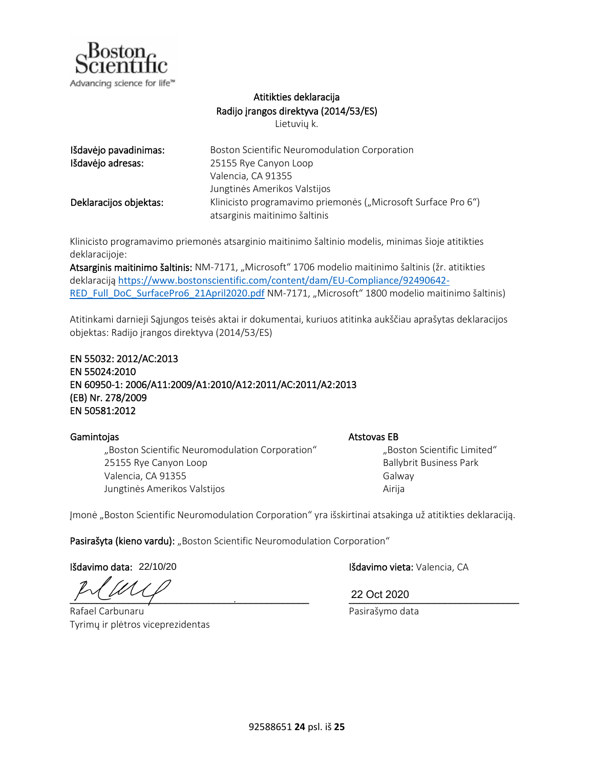**Atitikties deklaracija**
**Radijo įrangos direktyva (2014/53/ES)**
Lietuvių k.

**Išdavėjo pavadinimas:** Boston Scientific Neuromodulation Corporation
**Išdavėjo adresas:** 25155 Rye Canyon Loop
Valencia, CA 91355
Jungtinės Amerikos Valstijos
**Deklaracijos objektas:** Klinicisto programavimo priemonės („Microsoft Surface Pro 6") atsarginis maitinimo šaltinis

Klinicisto programavimo priemonės atsarginio maitinimo šaltinio modelis, minimas šioje atitikties deklaracijoje:
**Atsarginis maitinimo šaltinis:** NM-7171, „Microsoft" 1706 modelio maitinimo šaltinis (žr. atitikties deklaraciją https://www.bostonscientific.com/content/dam/EU-Compliance/92490642-RED_Full_DoC_SurfacePro6_21April2020.pdf NM-7171, „Microsoft" 1800 modelio maitinimo šaltinis)

Atitinkami darnieji Sąjungos teisės aktai ir dokumentai, kuriuos atitinka aukščiau aprašytas deklaracijos objektas: Radijo įrangos direktyva (2014/53/ES)

**EN 55032: 2012/AC:2013**
**EN 55024:2010**
**EN 60950-1: 2006/A11:2009/A1:2010/A12:2011/AC:2011/A2:2013**
**(EB) Nr. 278/2009**
**EN 50581:2012**

**Gamintojas**
„Boston Scientific Neuromodulation Corporation"
25155 Rye Canyon Loop
Valencia, CA 91355
Jungtinės Amerikos Valstijos

**Atstovas EB**
„Boston Scientific Limited"
Ballybrit Business Park
Galway
Airija

Įmonė „Boston Scientific Neuromodulation Corporation" yra išskirtinai atsakinga už atitikties deklaraciją.

**Pasirašyta (kieno vardu):** „Boston Scientific Neuromodulation Corporation"

**Išdavimo data:** 22/10/20

**Išdavimo vieta:** Valencia, CA

Rafael Carbunaru
Tyrimų ir plėtros viceprezidentas

22 Oct 2020
Pasirašymo data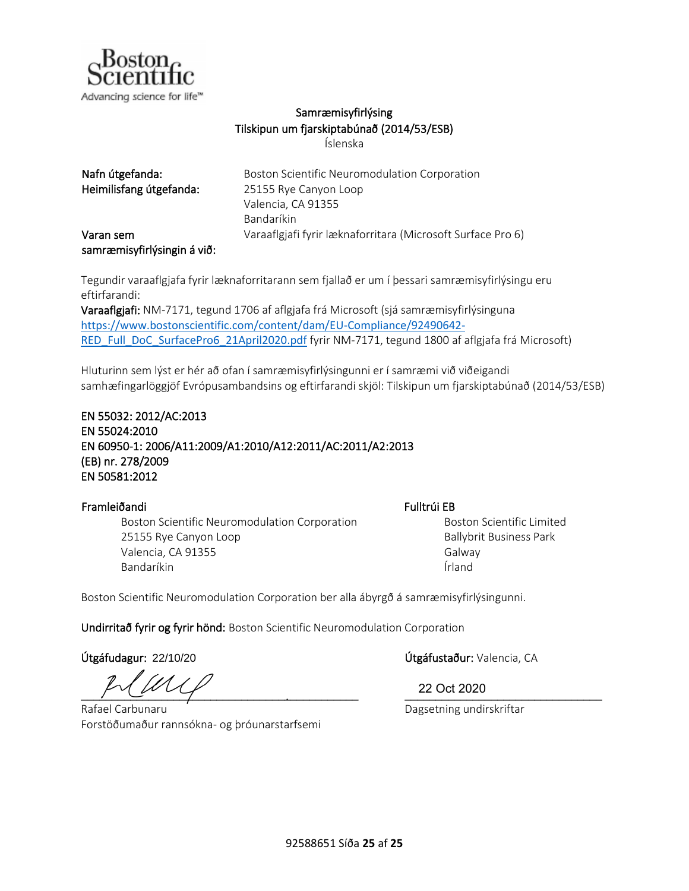Boston Scientific

Advancing science for life™

## Samræmisyfirlýsing
## Tilskipun um fjarskiptabúnað (2014/53/ESB)

Íslenska

**Nafn útgefanda:** Boston Scientific Neuromodulation Corporation

**Heimilisfang útgefanda:** 25155 Rye Canyon Loop
Valencia, CA 91355
Bandaríkin

**Varan sem samræmisyfirlýsingin á við:** Varaaflgjafi fyrir læknaforritara (Microsoft Surface Pro 6)

Tegundir varaaflgjafa fyrir læknaforritarann sem fjallað er um í þessari samræmisyfirlýsingu eru eftirfarandi:

**Varaaflgjafi:** NM-7171, tegund 1706 af aflgjafa frá Microsoft (sjá samræmisyfirlýsinguna https://www.bostonscientific.com/content/dam/EU-Compliance/92490642-RED_Full_DoC_SurfacePro6_21April2020.pdf fyrir NM-7171, tegund 1800 af aflgjafa frá Microsoft)

Hluturinn sem lýst er hér að ofan í samræmisyfirlýsingunni er í samræmi við viðeigandi samhæfingarlöggjöf Evrópusambandsins og eftirfarandi skjöl: Tilskipun um fjarskiptabúnað (2014/53/ESB)

EN 55032: 2012/AC:2013
EN 55024:2010
EN 60950-1: 2006/A11:2009/A1:2010/A12:2011/AC:2011/A2:2013
(EB) nr. 278/2009
EN 50581:2012

**Framleiðandi**

Boston Scientific Neuromodulation Corporation
25155 Rye Canyon Loop
Valencia, CA 91355
Bandaríkin

**Fulltrúi EB**

Boston Scientific Limited
Ballybrit Business Park
Galway
Írland

Boston Scientific Neuromodulation Corporation ber alla ábyrgð á samræmisyfirlýsingunni.

**Undirritað fyrir og fyrir hönd:** Boston Scientific Neuromodulation Corporation

**Útgáfudagur:** 22/10/20

**Útgáfustaður:** Valencia, CA

Rafael Carbunaru
Forstöðumaður rannsókna- og þróunarstarfsemi

22 Oct 2020
Dagsetning undirskriftar

92588651